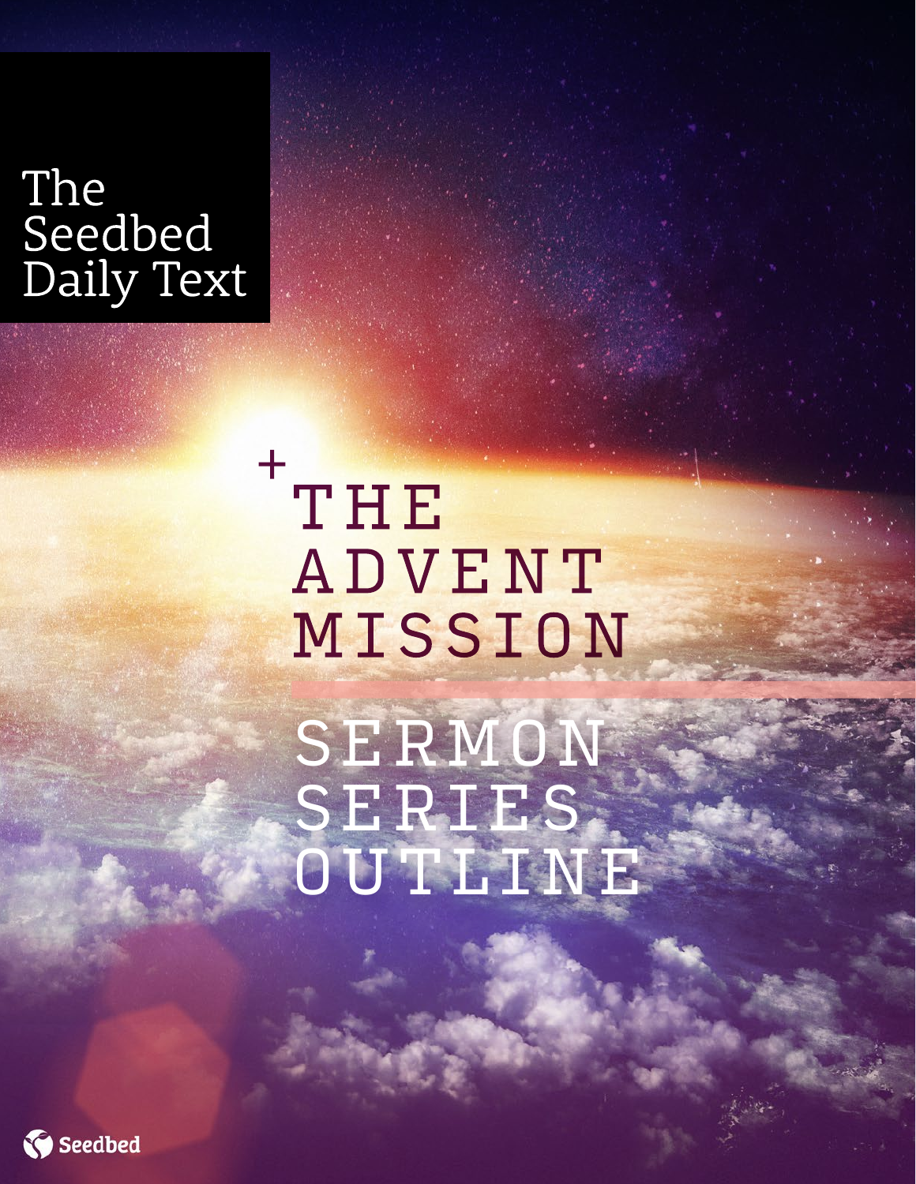The Seedbed Daily Text

# THE ADVENT MISSION

## SERMON SERIES OUTLINE

Seedbed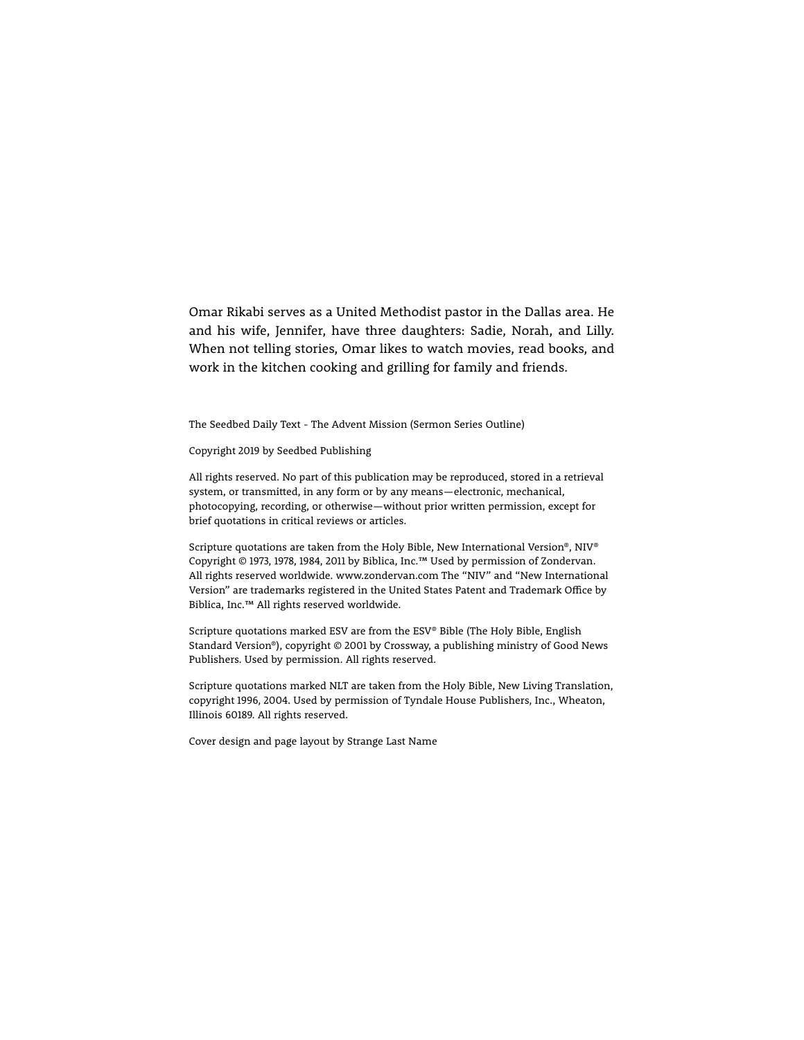Omar Rikabi serves as a United Methodist pastor in the Dallas area. He and his wife, Jennifer, have three daughters: Sadie, Norah, and Lilly. When not telling stories, Omar likes to watch movies, read books, and work in the kitchen cooking and grilling for family and friends.

The Seedbed Daily Text - The Advent Mission (Sermon Series Outline)

Copyright 2019 by Seedbed Publishing

All rights reserved. No part of this publication may be reproduced, stored in a retrieval system, or transmitted, in any form or by any means—electronic, mechanical, photocopying, recording, or otherwise—without prior written permission, except for brief quotations in critical reviews or articles.

Scripture quotations are taken from the Holy Bible, New International Version®, NIV® Copyright © 1973, 1978, 1984, 2011 by Biblica, Inc.™ Used by permission of Zondervan. All rights reserved worldwide. www.zondervan.com The "NIV" and "New International Version" are trademarks registered in the United States Patent and Trademark Office by Biblica, Inc.™ All rights reserved worldwide.

Scripture quotations marked ESV are from the ESV® Bible (The Holy Bible, English Standard Version®), copyright © 2001 by Crossway, a publishing ministry of Good News Publishers. Used by permission. All rights reserved.

Scripture quotations marked NLT are taken from the Holy Bible, New Living Translation, copyright 1996, 2004. Used by permission of Tyndale House Publishers, Inc., Wheaton, Illinois 60189. All rights reserved.

Cover design and page layout by Strange Last Name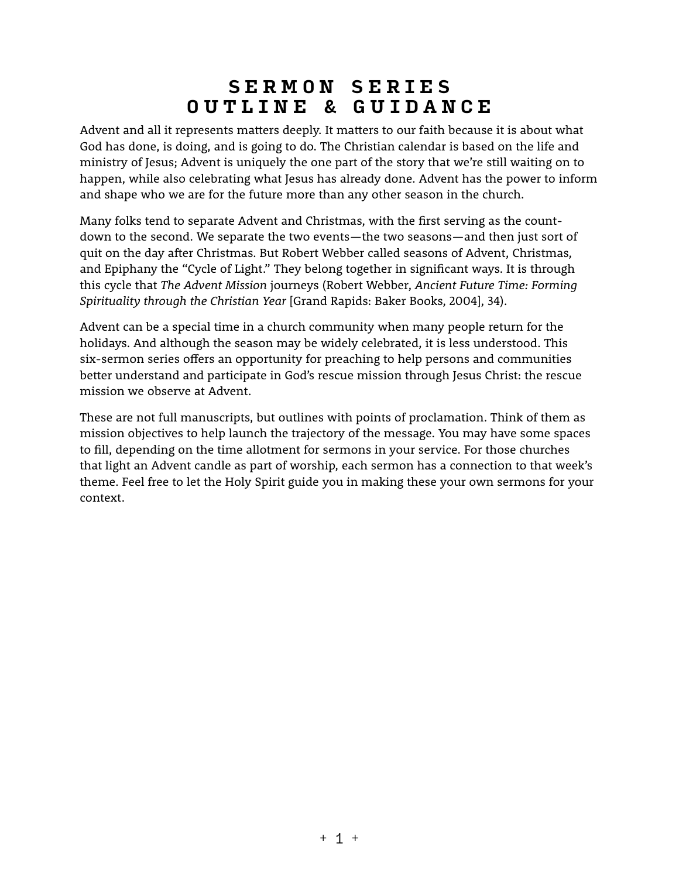# SERMON SERIES OUTLINE & GUIDANCE

Advent and all it represents matters deeply. It matters to our faith because it is about what God has done, is doing, and is going to do. The Christian calendar is based on the life and ministry of Jesus; Advent is uniquely the one part of the story that we're still waiting on to happen, while also celebrating what Jesus has already done. Advent has the power to inform and shape who we are for the future more than any other season in the church.

Many folks tend to separate Advent and Christmas, with the first serving as the countdown to the second. We separate the two events—the two seasons—and then just sort of quit on the day after Christmas. But Robert Webber called seasons of Advent, Christmas, and Epiphany the "Cycle of Light." They belong together in significant ways. It is through this cycle that *The Advent Mission* journeys (Robert Webber, *Ancient Future Time: Forming Spirituality through the Christian Year* [Grand Rapids: Baker Books, 2004], 34).

Advent can be a special time in a church community when many people return for the holidays. And although the season may be widely celebrated, it is less understood. This six-sermon series offers an opportunity for preaching to help persons and communities better understand and participate in God's rescue mission through Jesus Christ: the rescue mission we observe at Advent.

These are not full manuscripts, but outlines with points of proclamation. Think of them as mission objectives to help launch the trajectory of the message. You may have some spaces to fill, depending on the time allotment for sermons in your service. For those churches that light an Advent candle as part of worship, each sermon has a connection to that week's theme. Feel free to let the Holy Spirit guide you in making these your own sermons for your context.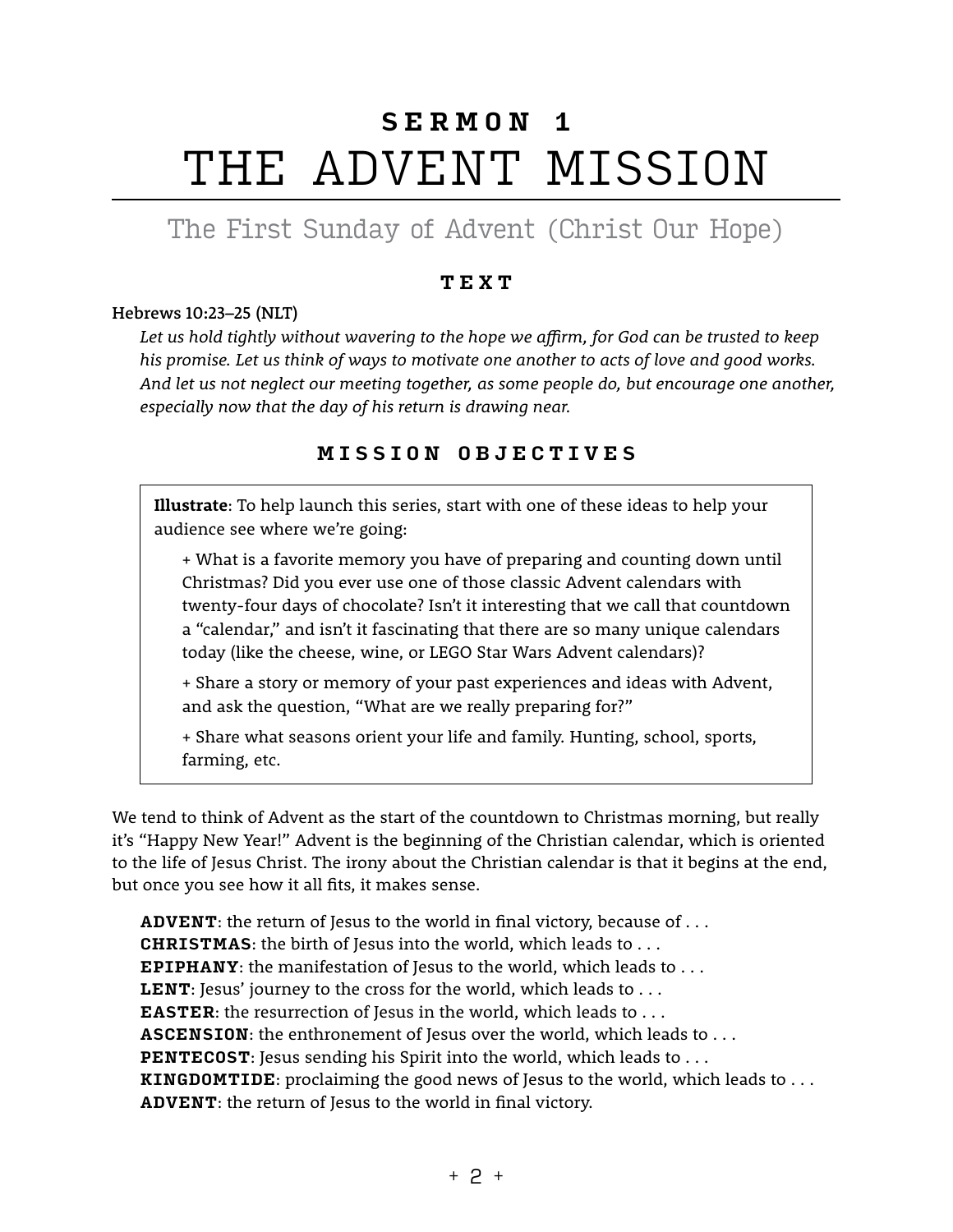# SERMON 1
# THE ADVENT MISSION

## The First Sunday of Advent (Christ Our Hope)

### TEXT

**Hebrews 10:23–25 (NLT)**

*Let us hold tightly without wavering to the hope we affirm, for God can be trusted to keep his promise. Let us think of ways to motivate one another to acts of love and good works. And let us not neglect our meeting together, as some people do, but encourage one another, especially now that the day of his return is drawing near.*

### MISSION OBJECTIVES

> **Illustrate**: To help launch this series, start with one of these ideas to help your audience see where we're going:
>
> + What is a favorite memory you have of preparing and counting down until Christmas? Did you ever use one of those classic Advent calendars with twenty-four days of chocolate? Isn't it interesting that we call that countdown a "calendar," and isn't it fascinating that there are so many unique calendars today (like the cheese, wine, or LEGO Star Wars Advent calendars)?
>
> + Share a story or memory of your past experiences and ideas with Advent, and ask the question, "What are we really preparing for?"
>
> + Share what seasons orient your life and family. Hunting, school, sports, farming, etc.

We tend to think of Advent as the start of the countdown to Christmas morning, but really it's "Happy New Year!" Advent is the beginning of the Christian calendar, which is oriented to the life of Jesus Christ. The irony about the Christian calendar is that it begins at the end, but once you see how it all fits, it makes sense.

**ADVENT**: the return of Jesus to the world in final victory, because of . . .
**CHRISTMAS**: the birth of Jesus into the world, which leads to . . .
**EPIPHANY**: the manifestation of Jesus to the world, which leads to . . .
**LENT**: Jesus' journey to the cross for the world, which leads to . . .
**EASTER**: the resurrection of Jesus in the world, which leads to . . .
**ASCENSION**: the enthronement of Jesus over the world, which leads to . . .
**PENTECOST**: Jesus sending his Spirit into the world, which leads to . . .
**KINGDOMTIDE**: proclaiming the good news of Jesus to the world, which leads to . . .
**ADVENT**: the return of Jesus to the world in final victory.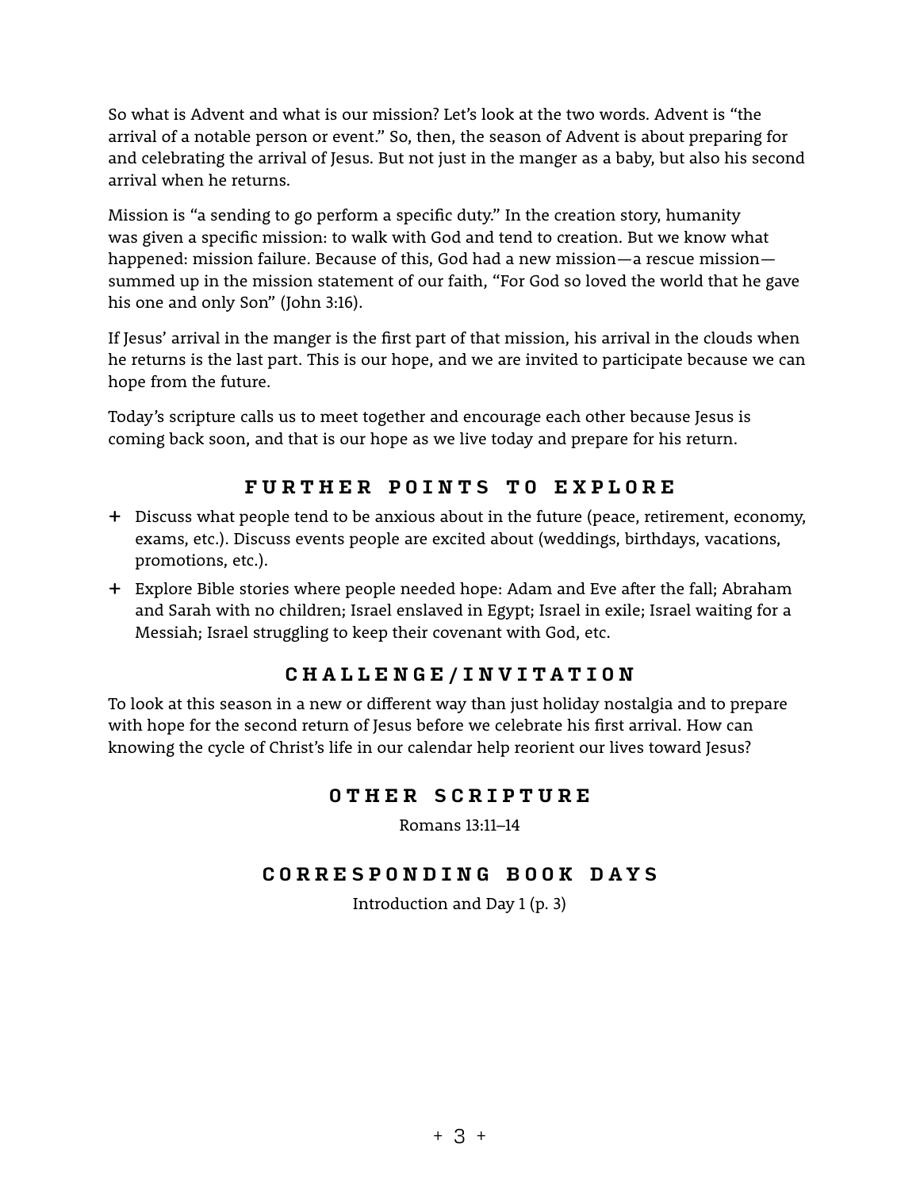So what is Advent and what is our mission? Let's look at the two words. Advent is "the arrival of a notable person or event." So, then, the season of Advent is about preparing for and celebrating the arrival of Jesus. But not just in the manger as a baby, but also his second arrival when he returns.

Mission is "a sending to go perform a specific duty." In the creation story, humanity was given a specific mission: to walk with God and tend to creation. But we know what happened: mission failure. Because of this, God had a new mission—a rescue mission—summed up in the mission statement of our faith, "For God so loved the world that he gave his one and only Son" (John 3:16).

If Jesus' arrival in the manger is the first part of that mission, his arrival in the clouds when he returns is the last part. This is our hope, and we are invited to participate because we can hope from the future.

Today's scripture calls us to meet together and encourage each other because Jesus is coming back soon, and that is our hope as we live today and prepare for his return.

## FURTHER POINTS TO EXPLORE

+ Discuss what people tend to be anxious about in the future (peace, retirement, economy, exams, etc.). Discuss events people are excited about (weddings, birthdays, vacations, promotions, etc.).
+ Explore Bible stories where people needed hope: Adam and Eve after the fall; Abraham and Sarah with no children; Israel enslaved in Egypt; Israel in exile; Israel waiting for a Messiah; Israel struggling to keep their covenant with God, etc.

## CHALLENGE/INVITATION

To look at this season in a new or different way than just holiday nostalgia and to prepare with hope for the second return of Jesus before we celebrate his first arrival. How can knowing the cycle of Christ's life in our calendar help reorient our lives toward Jesus?

## OTHER SCRIPTURE

Romans 13:11–14

## CORRESPONDING BOOK DAYS

Introduction and Day 1 (p. 3)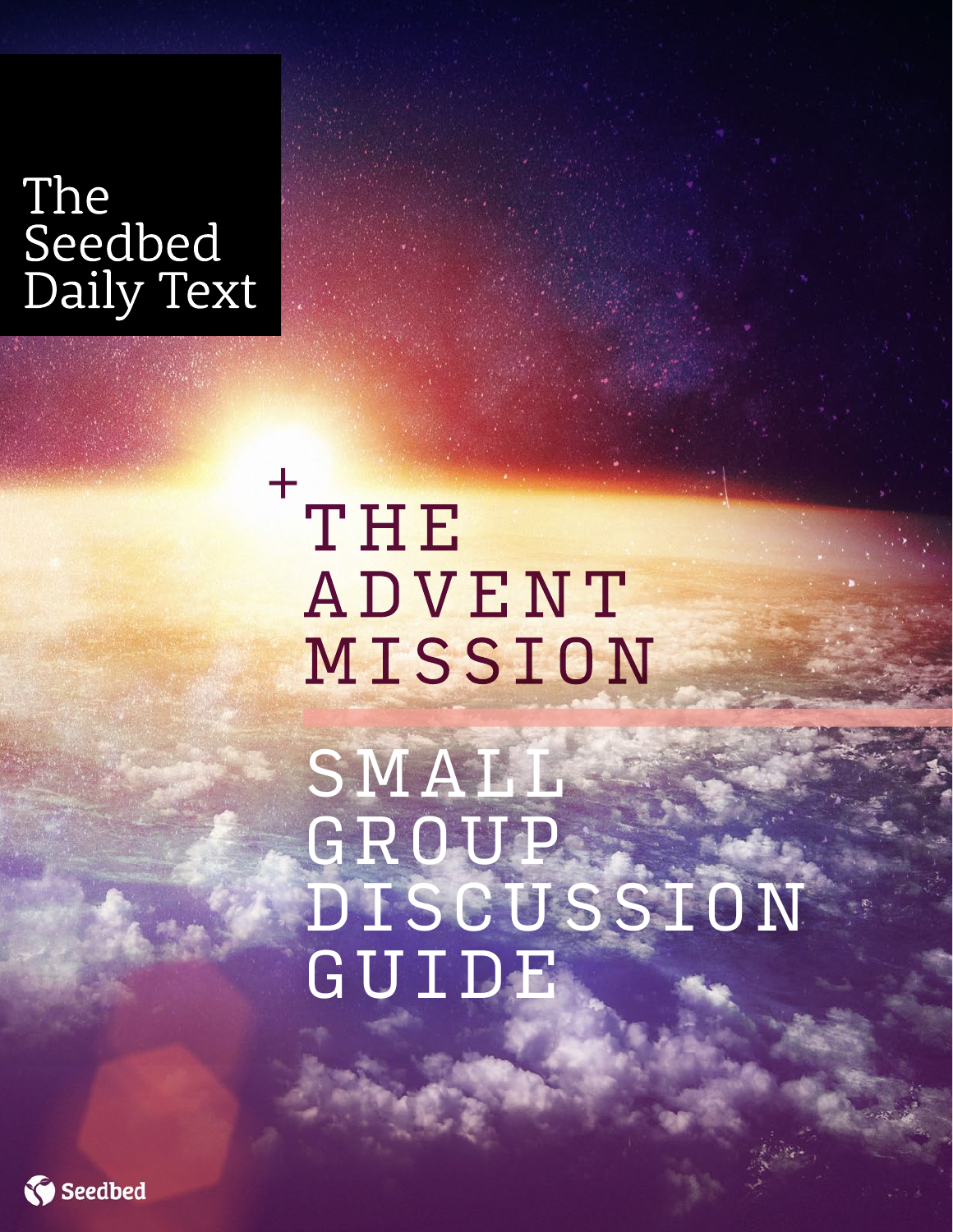The Seedbed Daily Text

# + THE ADVENT MISSION

## SMALL GROUP DISCUSSION GUIDE

Seedbed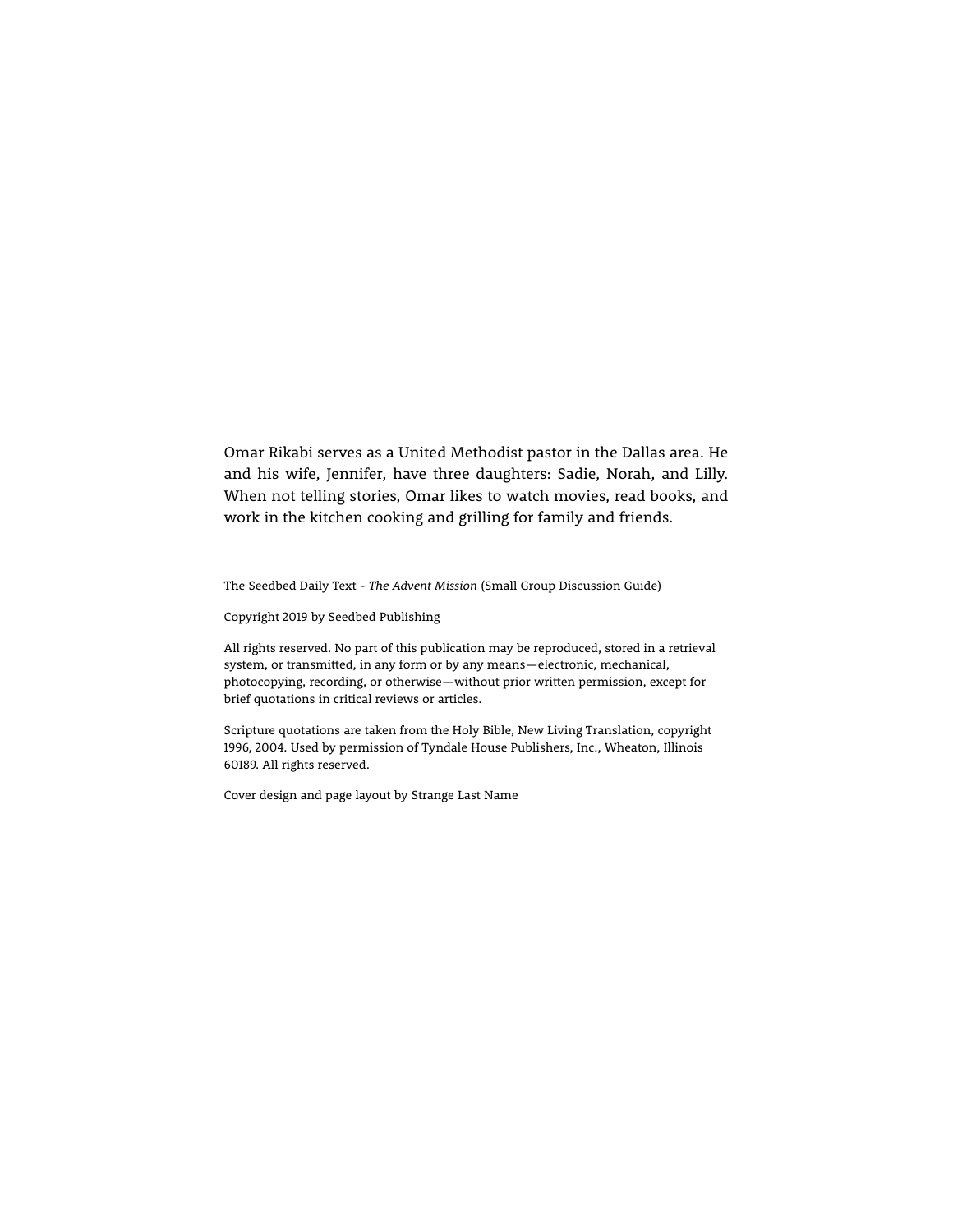Omar Rikabi serves as a United Methodist pastor in the Dallas area. He and his wife, Jennifer, have three daughters: Sadie, Norah, and Lilly. When not telling stories, Omar likes to watch movies, read books, and work in the kitchen cooking and grilling for family and friends.

The Seedbed Daily Text - *The Advent Mission* (Small Group Discussion Guide)

Copyright 2019 by Seedbed Publishing

All rights reserved. No part of this publication may be reproduced, stored in a retrieval system, or transmitted, in any form or by any means—electronic, mechanical, photocopying, recording, or otherwise—without prior written permission, except for brief quotations in critical reviews or articles.

Scripture quotations are taken from the Holy Bible, New Living Translation, copyright 1996, 2004. Used by permission of Tyndale House Publishers, Inc., Wheaton, Illinois 60189. All rights reserved.

Cover design and page layout by Strange Last Name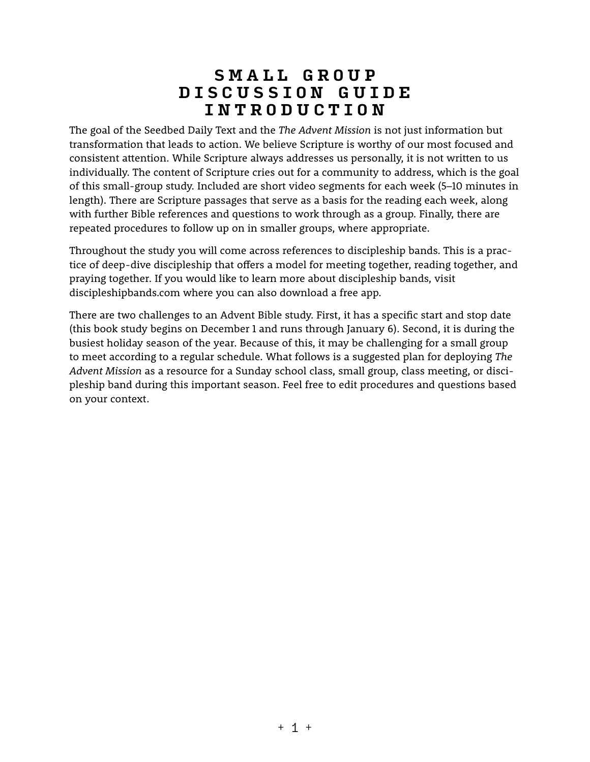# SMALL GROUP DISCUSSION GUIDE INTRODUCTION

The goal of the Seedbed Daily Text and the *The Advent Mission* is not just information but transformation that leads to action. We believe Scripture is worthy of our most focused and consistent attention. While Scripture always addresses us personally, it is not written to us individually. The content of Scripture cries out for a community to address, which is the goal of this small-group study. Included are short video segments for each week (5–10 minutes in length). There are Scripture passages that serve as a basis for the reading each week, along with further Bible references and questions to work through as a group. Finally, there are repeated procedures to follow up on in smaller groups, where appropriate.

Throughout the study you will come across references to discipleship bands. This is a practice of deep-dive discipleship that offers a model for meeting together, reading together, and praying together. If you would like to learn more about discipleship bands, visit discipleshipbands.com where you can also download a free app.

There are two challenges to an Advent Bible study. First, it has a specific start and stop date (this book study begins on December 1 and runs through January 6). Second, it is during the busiest holiday season of the year. Because of this, it may be challenging for a small group to meet according to a regular schedule. What follows is a suggested plan for deploying *The Advent Mission* as a resource for a Sunday school class, small group, class meeting, or discipleship band during this important season. Feel free to edit procedures and questions based on your context.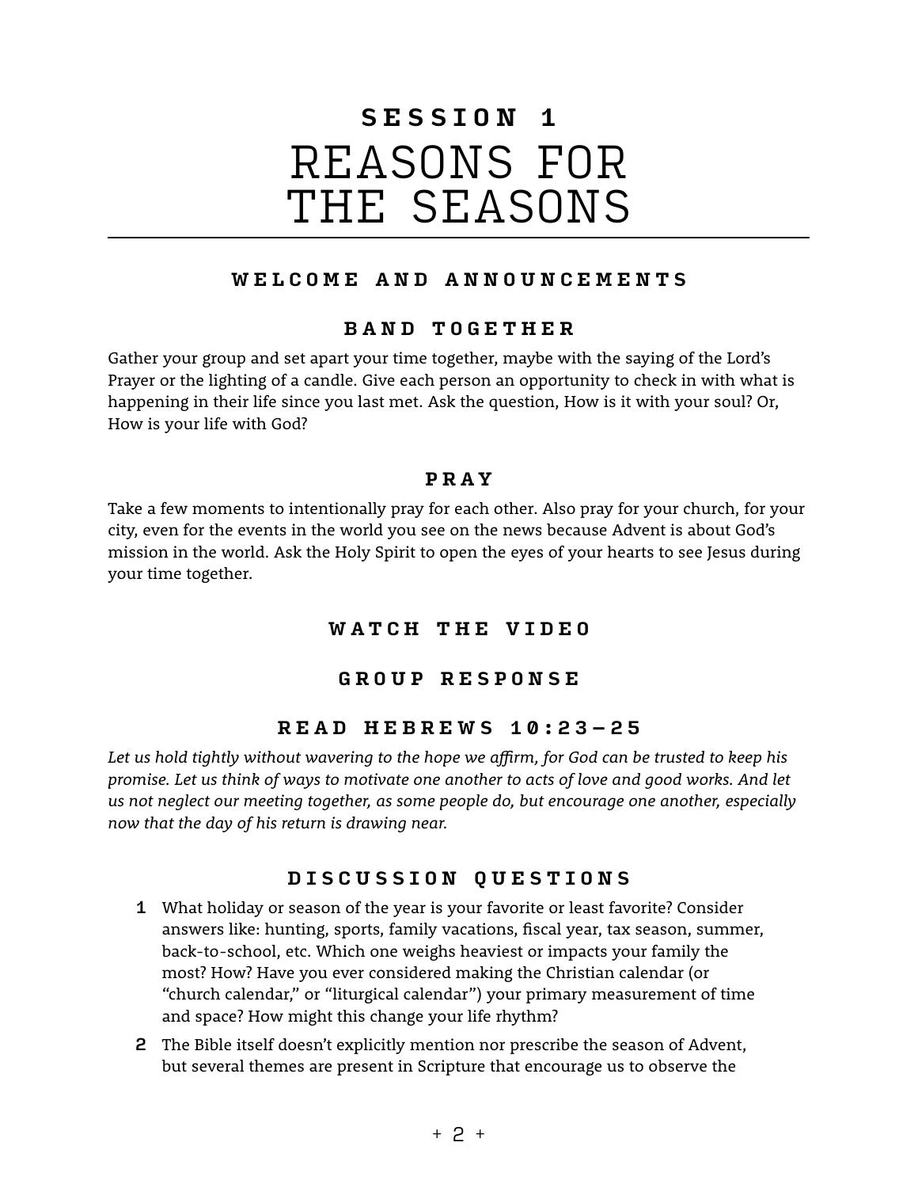# SESSION 1
# REASONS FOR THE SEASONS

## WELCOME AND ANNOUNCEMENTS

## BAND TOGETHER

Gather your group and set apart your time together, maybe with the saying of the Lord's Prayer or the lighting of a candle. Give each person an opportunity to check in with what is happening in their life since you last met. Ask the question, How is it with your soul? Or, How is your life with God?

## PRAY

Take a few moments to intentionally pray for each other. Also pray for your church, for your city, even for the events in the world you see on the news because Advent is about God's mission in the world. Ask the Holy Spirit to open the eyes of your hearts to see Jesus during your time together.

## WATCH THE VIDEO

## GROUP RESPONSE

## READ HEBREWS 10:23–25

*Let us hold tightly without wavering to the hope we affirm, for God can be trusted to keep his promise. Let us think of ways to motivate one another to acts of love and good works. And let us not neglect our meeting together, as some people do, but encourage one another, especially now that the day of his return is drawing near.*

## DISCUSSION QUESTIONS

1. What holiday or season of the year is your favorite or least favorite? Consider answers like: hunting, sports, family vacations, fiscal year, tax season, summer, back-to-school, etc. Which one weighs heaviest or impacts your family the most? How? Have you ever considered making the Christian calendar (or "church calendar," or "liturgical calendar") your primary measurement of time and space? How might this change your life rhythm?
2. The Bible itself doesn't explicitly mention nor prescribe the season of Advent, but several themes are present in Scripture that encourage us to observe the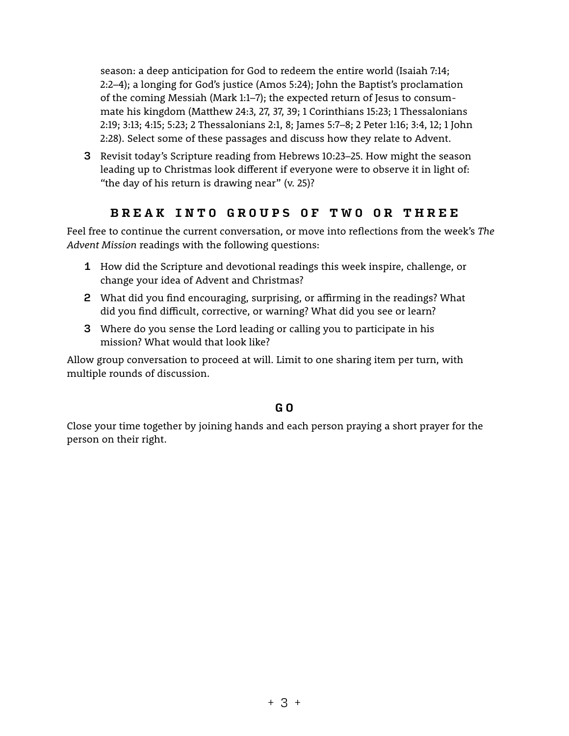season: a deep anticipation for God to redeem the entire world (Isaiah 7:14; 2:2–4); a longing for God's justice (Amos 5:24); John the Baptist's proclamation of the coming Messiah (Mark 1:1–7); the expected return of Jesus to consummate his kingdom (Matthew 24:3, 27, 37, 39; 1 Corinthians 15:23; 1 Thessalonians 2:19; 3:13; 4:15; 5:23; 2 Thessalonians 2:1, 8; James 5:7–8; 2 Peter 1:16; 3:4, 12; 1 John 2:28). Select some of these passages and discuss how they relate to Advent.

3. Revisit today's Scripture reading from Hebrews 10:23–25. How might the season leading up to Christmas look different if everyone were to observe it in light of: "the day of his return is drawing near" (v. 25)?

## BREAK INTO GROUPS OF TWO OR THREE

Feel free to continue the current conversation, or move into reflections from the week's *The Advent Mission* readings with the following questions:

1. How did the Scripture and devotional readings this week inspire, challenge, or change your idea of Advent and Christmas?
2. What did you find encouraging, surprising, or affirming in the readings? What did you find difficult, corrective, or warning? What did you see or learn?
3. Where do you sense the Lord leading or calling you to participate in his mission? What would that look like?

Allow group conversation to proceed at will. Limit to one sharing item per turn, with multiple rounds of discussion.

## GO

Close your time together by joining hands and each person praying a short prayer for the person on their right.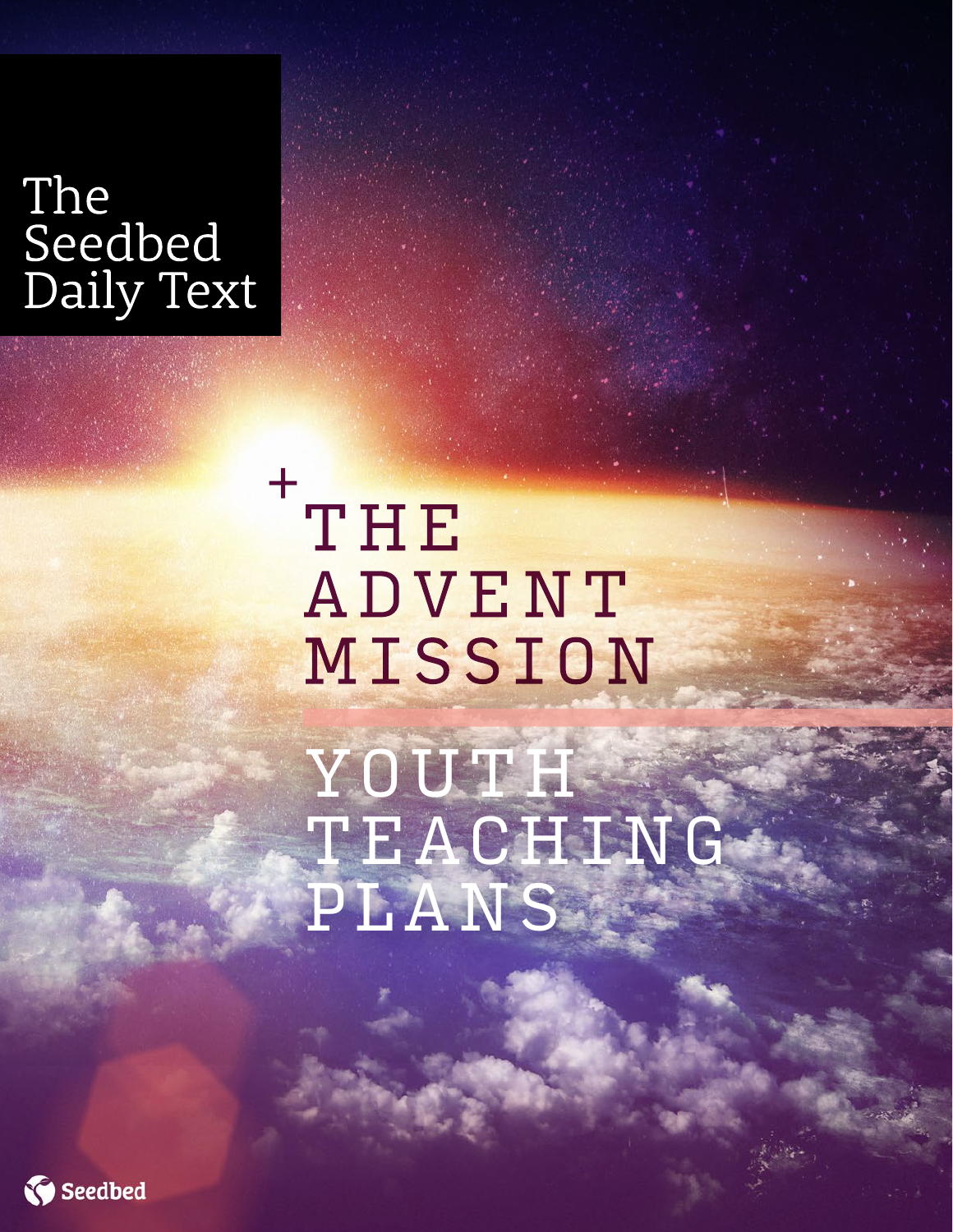The Seedbed Daily Text

+ THE ADVENT MISSION

# YOUTH TEACHING PLANS

Seedbed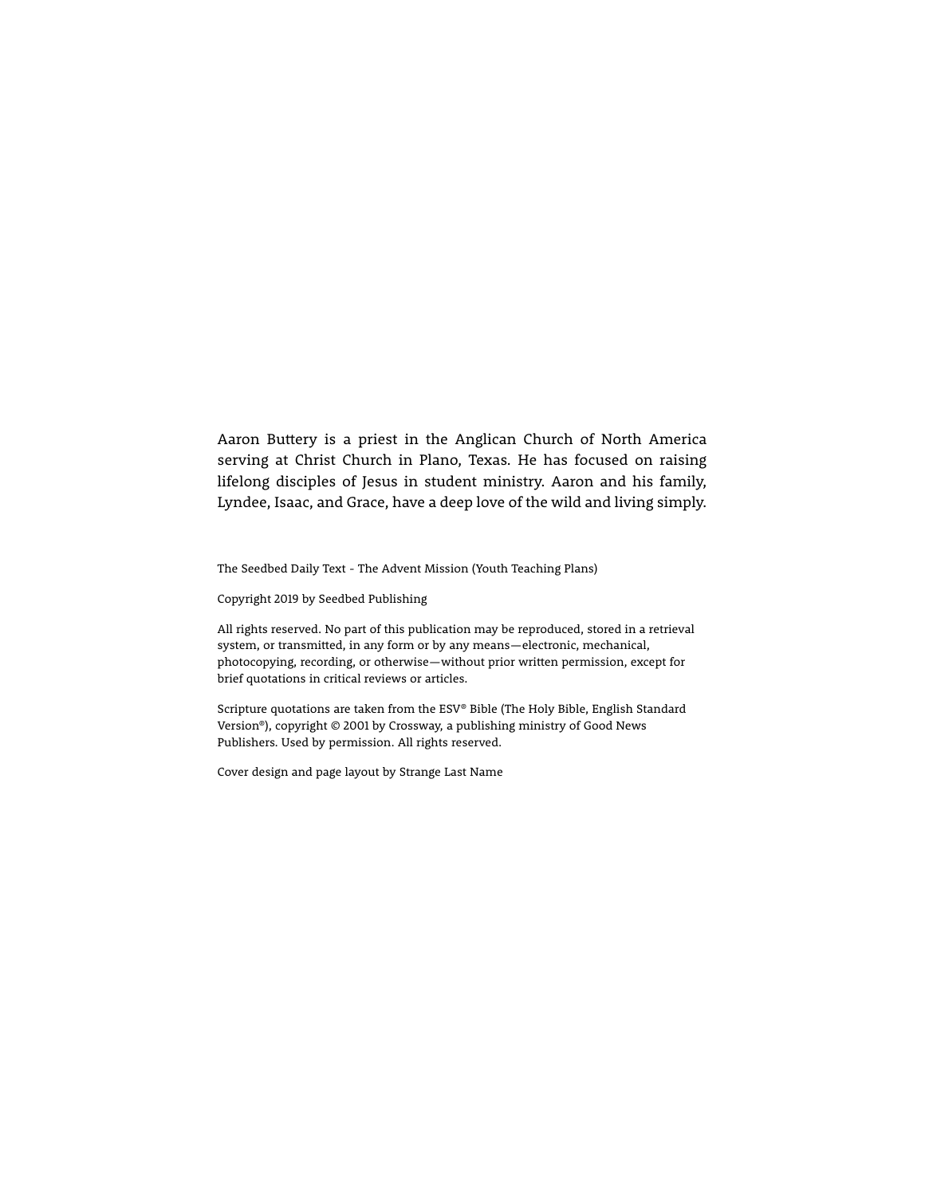Aaron Buttery is a priest in the Anglican Church of North America serving at Christ Church in Plano, Texas. He has focused on raising lifelong disciples of Jesus in student ministry. Aaron and his family, Lyndee, Isaac, and Grace, have a deep love of the wild and living simply.

The Seedbed Daily Text - The Advent Mission (Youth Teaching Plans)

Copyright 2019 by Seedbed Publishing

All rights reserved. No part of this publication may be reproduced, stored in a retrieval system, or transmitted, in any form or by any means—electronic, mechanical, photocopying, recording, or otherwise—without prior written permission, except for brief quotations in critical reviews or articles.

Scripture quotations are taken from the ESV® Bible (The Holy Bible, English Standard Version®), copyright © 2001 by Crossway, a publishing ministry of Good News Publishers. Used by permission. All rights reserved.

Cover design and page layout by Strange Last Name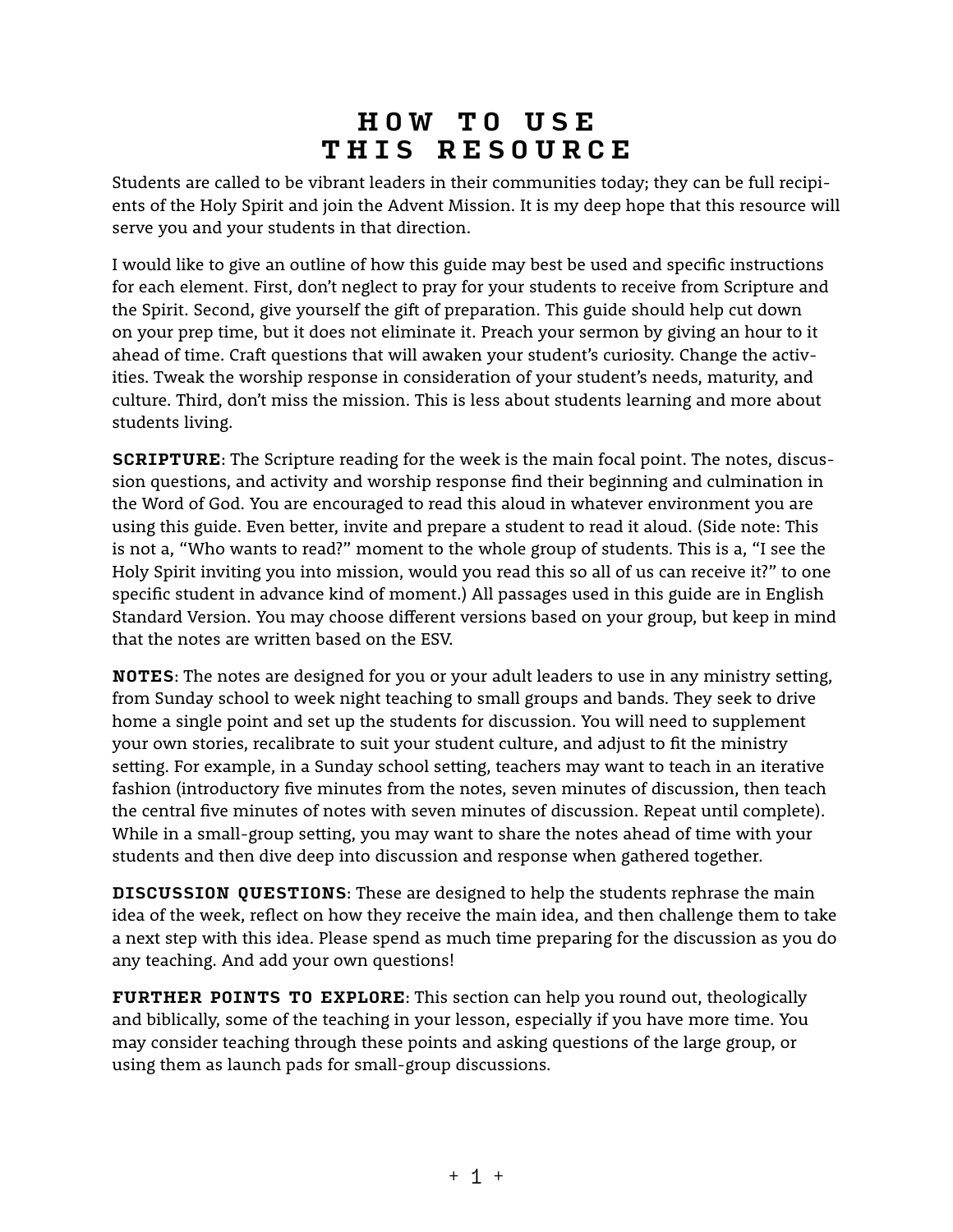# HOW TO USE THIS RESOURCE

Students are called to be vibrant leaders in their communities today; they can be full recipients of the Holy Spirit and join the Advent Mission. It is my deep hope that this resource will serve you and your students in that direction.

I would like to give an outline of how this guide may best be used and specific instructions for each element. First, don't neglect to pray for your students to receive from Scripture and the Spirit. Second, give yourself the gift of preparation. This guide should help cut down on your prep time, but it does not eliminate it. Preach your sermon by giving an hour to it ahead of time. Craft questions that will awaken your student's curiosity. Change the activities. Tweak the worship response in consideration of your student's needs, maturity, and culture. Third, don't miss the mission. This is less about students learning and more about students living.

**SCRIPTURE**: The Scripture reading for the week is the main focal point. The notes, discussion questions, and activity and worship response find their beginning and culmination in the Word of God. You are encouraged to read this aloud in whatever environment you are using this guide. Even better, invite and prepare a student to read it aloud. (Side note: This is not a, "Who wants to read?" moment to the whole group of students. This is a, "I see the Holy Spirit inviting you into mission, would you read this so all of us can receive it?" to one specific student in advance kind of moment.) All passages used in this guide are in English Standard Version. You may choose different versions based on your group, but keep in mind that the notes are written based on the ESV.

**NOTES**: The notes are designed for you or your adult leaders to use in any ministry setting, from Sunday school to week night teaching to small groups and bands. They seek to drive home a single point and set up the students for discussion. You will need to supplement your own stories, recalibrate to suit your student culture, and adjust to fit the ministry setting. For example, in a Sunday school setting, teachers may want to teach in an iterative fashion (introductory five minutes from the notes, seven minutes of discussion, then teach the central five minutes of notes with seven minutes of discussion. Repeat until complete). While in a small-group setting, you may want to share the notes ahead of time with your students and then dive deep into discussion and response when gathered together.

**DISCUSSION QUESTIONS**: These are designed to help the students rephrase the main idea of the week, reflect on how they receive the main idea, and then challenge them to take a next step with this idea. Please spend as much time preparing for the discussion as you do any teaching. And add your own questions!

**FURTHER POINTS TO EXPLORE**: This section can help you round out, theologically and biblically, some of the teaching in your lesson, especially if you have more time. You may consider teaching through these points and asking questions of the large group, or using them as launch pads for small-group discussions.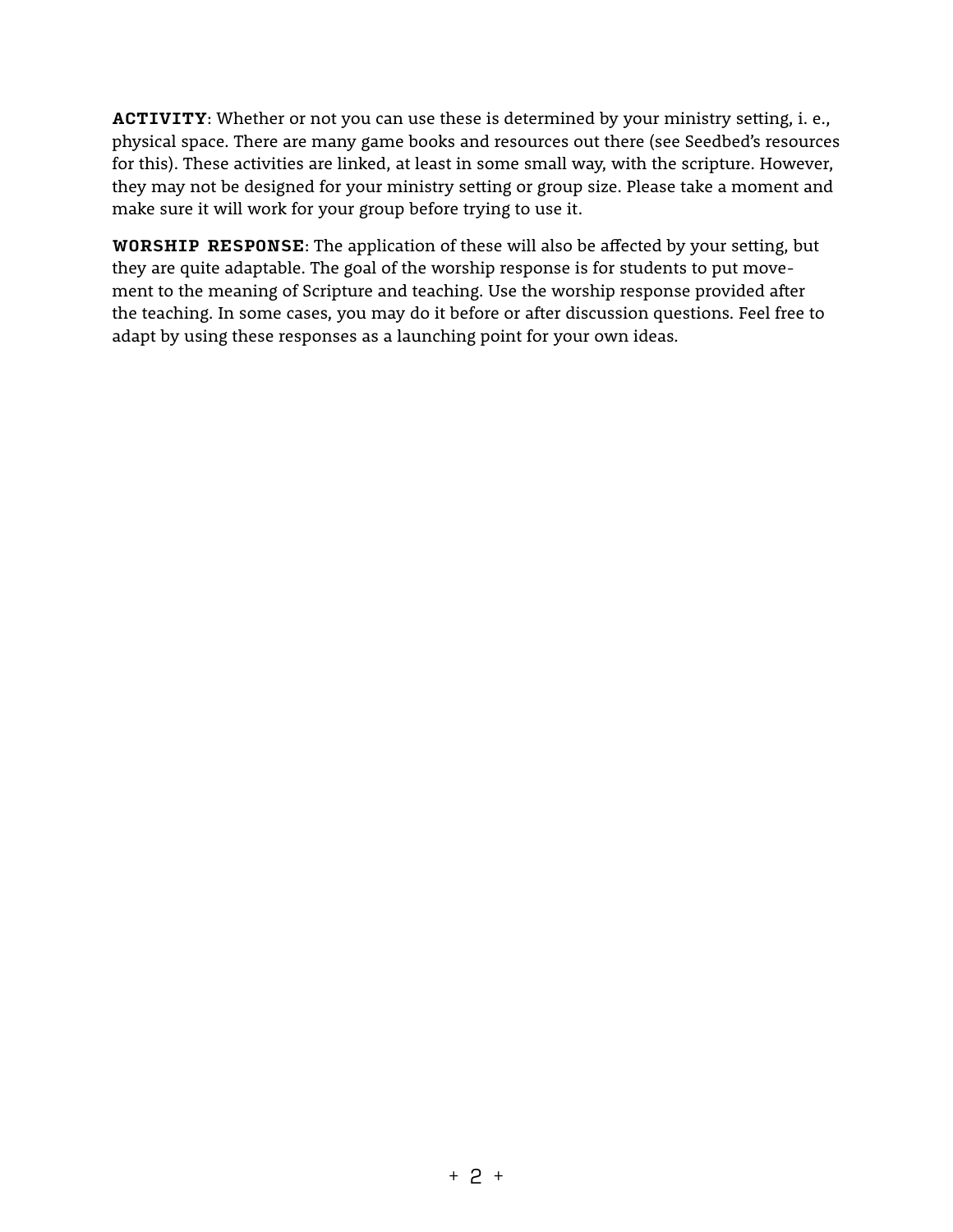**ACTIVITY**: Whether or not you can use these is determined by your ministry setting, i. e., physical space. There are many game books and resources out there (see Seedbed's resources for this). These activities are linked, at least in some small way, with the scripture. However, they may not be designed for your ministry setting or group size. Please take a moment and make sure it will work for your group before trying to use it.

**WORSHIP RESPONSE**: The application of these will also be affected by your setting, but they are quite adaptable. The goal of the worship response is for students to put movement to the meaning of Scripture and teaching. Use the worship response provided after the teaching. In some cases, you may do it before or after discussion questions. Feel free to adapt by using these responses as a launching point for your own ideas.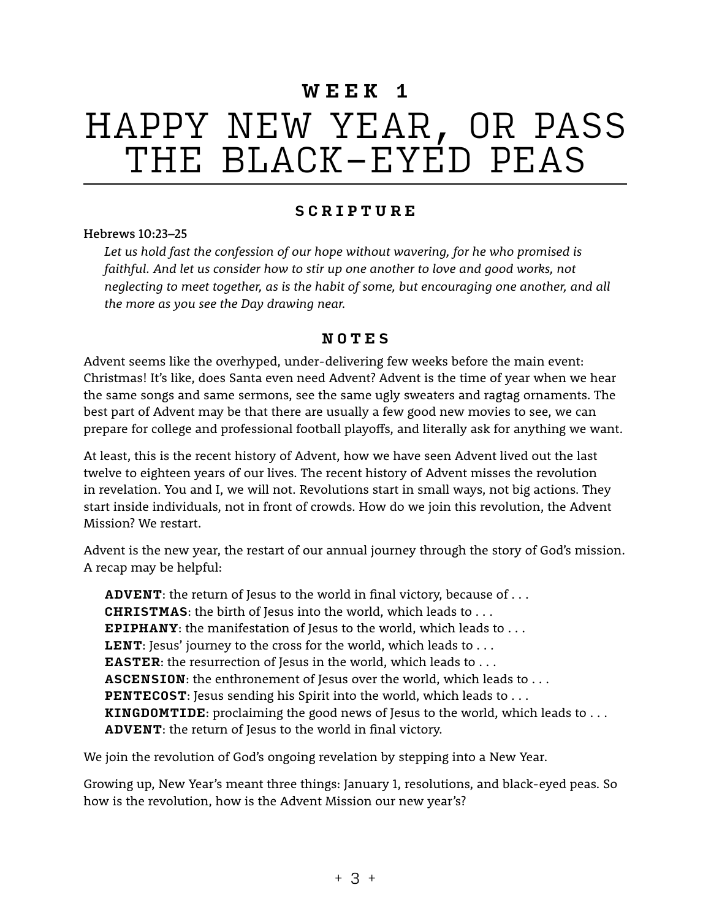## WEEK 1

# HAPPY NEW YEAR, OR PASS THE BLACK-EYED PEAS

### SCRIPTURE

**Hebrews 10:23–25**

> *Let us hold fast the confession of our hope without wavering, for he who promised is faithful. And let us consider how to stir up one another to love and good works, not neglecting to meet together, as is the habit of some, but encouraging one another, and all the more as you see the Day drawing near.*

### NOTES

Advent seems like the overhyped, under-delivering few weeks before the main event: Christmas! It's like, does Santa even need Advent? Advent is the time of year when we hear the same songs and same sermons, see the same ugly sweaters and ragtag ornaments. The best part of Advent may be that there are usually a few good new movies to see, we can prepare for college and professional football playoffs, and literally ask for anything we want.

At least, this is the recent history of Advent, how we have seen Advent lived out the last twelve to eighteen years of our lives. The recent history of Advent misses the revolution in revelation. You and I, we will not. Revolutions start in small ways, not big actions. They start inside individuals, not in front of crowds. How do we join this revolution, the Advent Mission? We restart.

Advent is the new year, the restart of our annual journey through the story of God's mission. A recap may be helpful:

> **ADVENT**: the return of Jesus to the world in final victory, because of . . .
> **CHRISTMAS**: the birth of Jesus into the world, which leads to . . .
> **EPIPHANY**: the manifestation of Jesus to the world, which leads to . . .
> **LENT**: Jesus' journey to the cross for the world, which leads to . . .
> **EASTER**: the resurrection of Jesus in the world, which leads to . . .
> **ASCENSION**: the enthronement of Jesus over the world, which leads to . . .
> **PENTECOST**: Jesus sending his Spirit into the world, which leads to . . .
> **KINGDOMTIDE**: proclaiming the good news of Jesus to the world, which leads to . . .
> **ADVENT**: the return of Jesus to the world in final victory.

We join the revolution of God's ongoing revelation by stepping into a New Year.

Growing up, New Year's meant three things: January 1, resolutions, and black-eyed peas. So how is the revolution, how is the Advent Mission our new year's?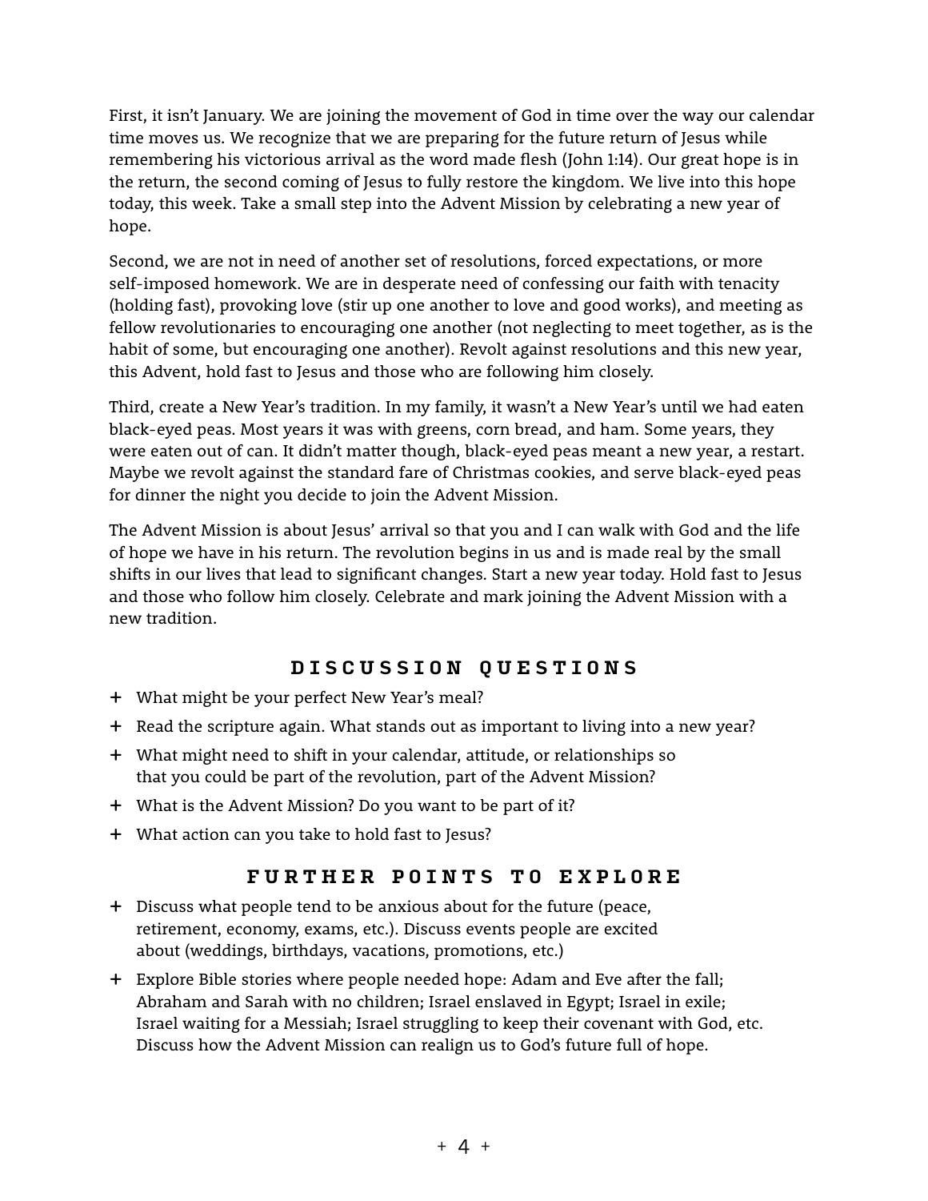First, it isn't January. We are joining the movement of God in time over the way our calendar time moves us. We recognize that we are preparing for the future return of Jesus while remembering his victorious arrival as the word made flesh (John 1:14). Our great hope is in the return, the second coming of Jesus to fully restore the kingdom. We live into this hope today, this week. Take a small step into the Advent Mission by celebrating a new year of hope.

Second, we are not in need of another set of resolutions, forced expectations, or more self-imposed homework. We are in desperate need of confessing our faith with tenacity (holding fast), provoking love (stir up one another to love and good works), and meeting as fellow revolutionaries to encouraging one another (not neglecting to meet together, as is the habit of some, but encouraging one another). Revolt against resolutions and this new year, this Advent, hold fast to Jesus and those who are following him closely.

Third, create a New Year's tradition. In my family, it wasn't a New Year's until we had eaten black-eyed peas. Most years it was with greens, corn bread, and ham. Some years, they were eaten out of can. It didn't matter though, black-eyed peas meant a new year, a restart. Maybe we revolt against the standard fare of Christmas cookies, and serve black-eyed peas for dinner the night you decide to join the Advent Mission.

The Advent Mission is about Jesus' arrival so that you and I can walk with God and the life of hope we have in his return. The revolution begins in us and is made real by the small shifts in our lives that lead to significant changes. Start a new year today. Hold fast to Jesus and those who follow him closely. Celebrate and mark joining the Advent Mission with a new tradition.

## DISCUSSION QUESTIONS

+ What might be your perfect New Year's meal?
+ Read the scripture again. What stands out as important to living into a new year?
+ What might need to shift in your calendar, attitude, or relationships so that you could be part of the revolution, part of the Advent Mission?
+ What is the Advent Mission? Do you want to be part of it?
+ What action can you take to hold fast to Jesus?

## FURTHER POINTS TO EXPLORE

+ Discuss what people tend to be anxious about for the future (peace, retirement, economy, exams, etc.). Discuss events people are excited about (weddings, birthdays, vacations, promotions, etc.)
+ Explore Bible stories where people needed hope: Adam and Eve after the fall; Abraham and Sarah with no children; Israel enslaved in Egypt; Israel in exile; Israel waiting for a Messiah; Israel struggling to keep their covenant with God, etc. Discuss how the Advent Mission can realign us to God's future full of hope.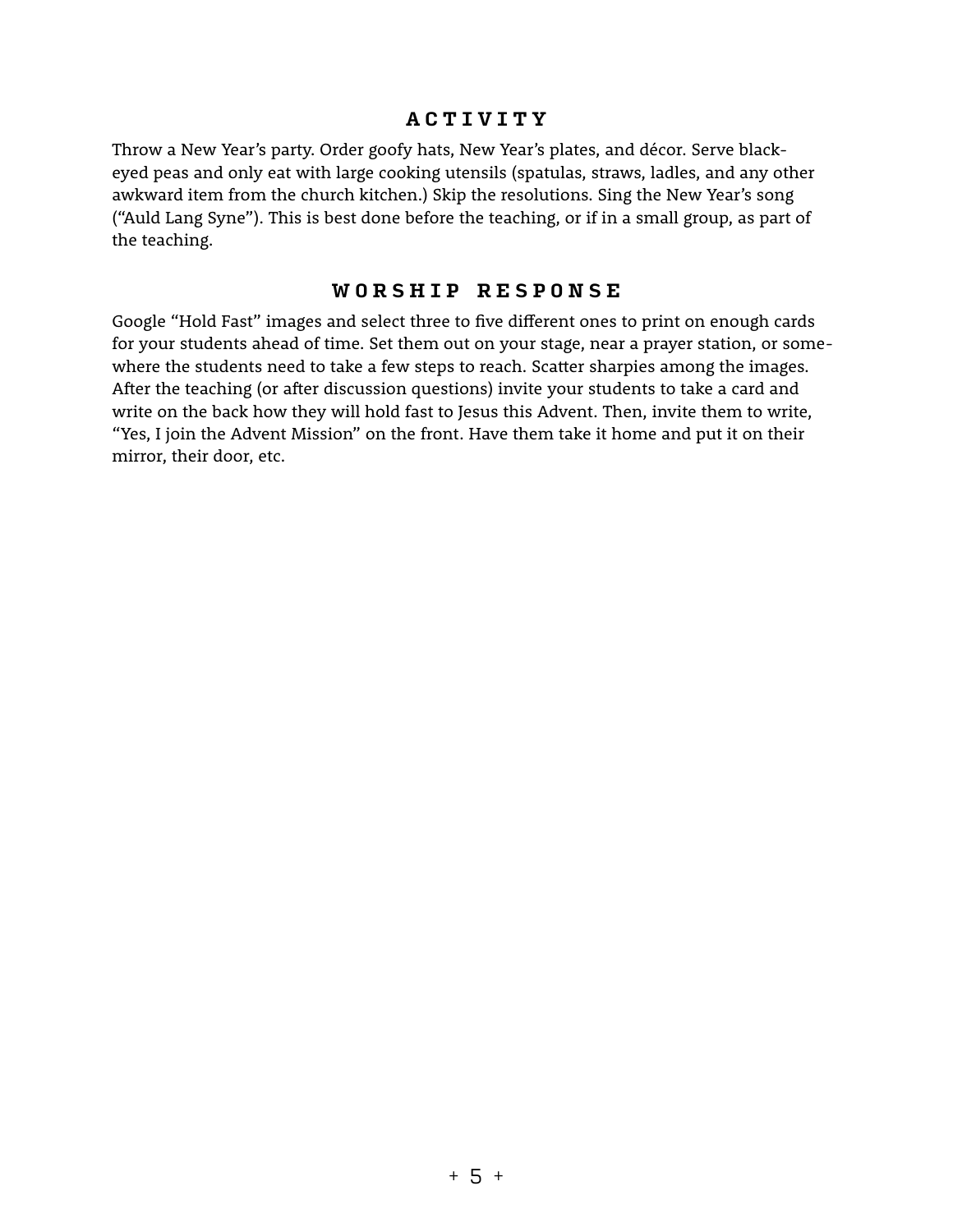## ACTIVITY

Throw a New Year's party. Order goofy hats, New Year's plates, and décor. Serve black-eyed peas and only eat with large cooking utensils (spatulas, straws, ladles, and any other awkward item from the church kitchen.) Skip the resolutions. Sing the New Year's song ("Auld Lang Syne"). This is best done before the teaching, or if in a small group, as part of the teaching.

## WORSHIP RESPONSE

Google "Hold Fast" images and select three to five different ones to print on enough cards for your students ahead of time. Set them out on your stage, near a prayer station, or somewhere the students need to take a few steps to reach. Scatter sharpies among the images. After the teaching (or after discussion questions) invite your students to take a card and write on the back how they will hold fast to Jesus this Advent. Then, invite them to write, "Yes, I join the Advent Mission" on the front. Have them take it home and put it on their mirror, their door, etc.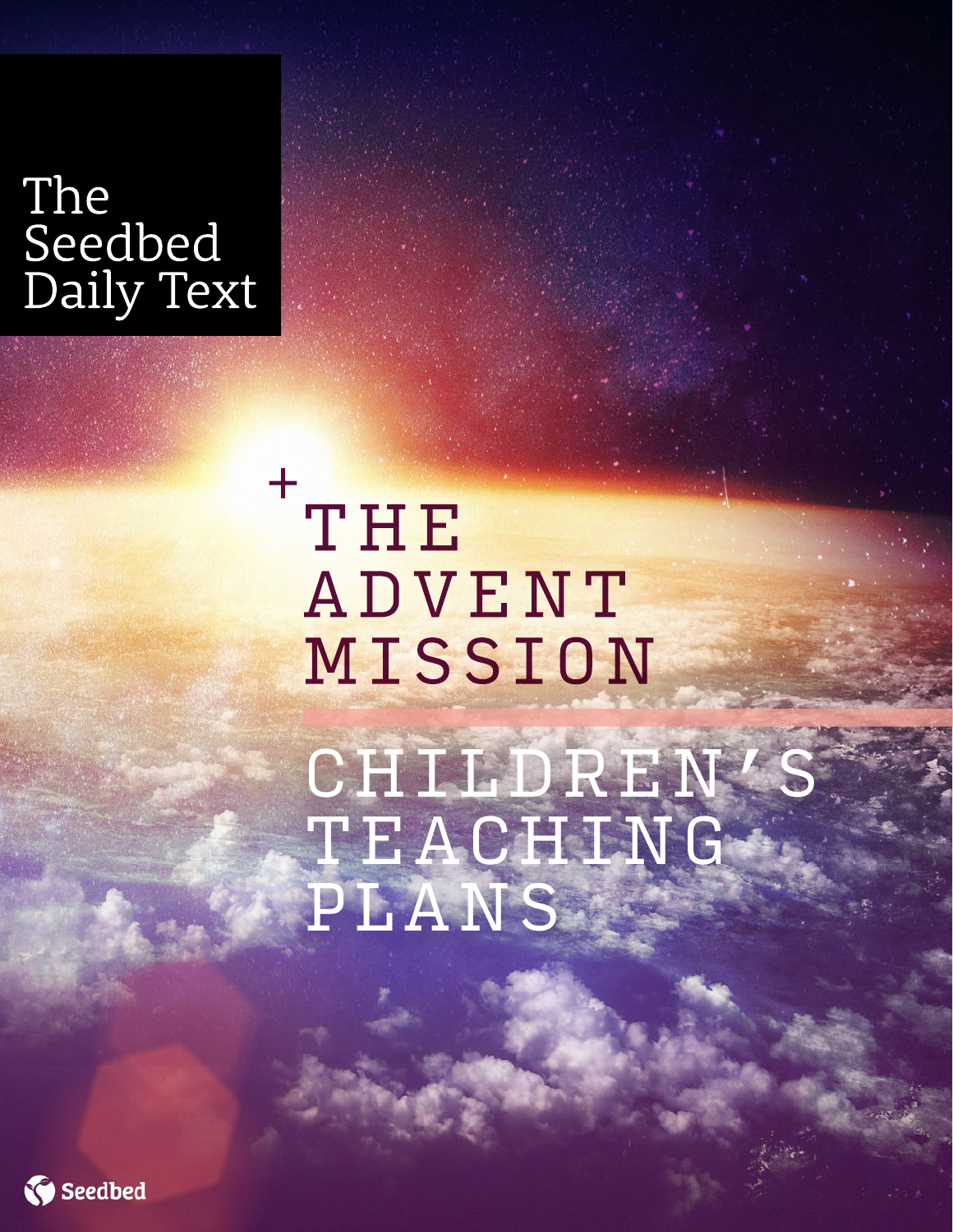The Seedbed Daily Text

# + THE ADVENT MISSION

## CHILDREN'S TEACHING PLANS

Seedbed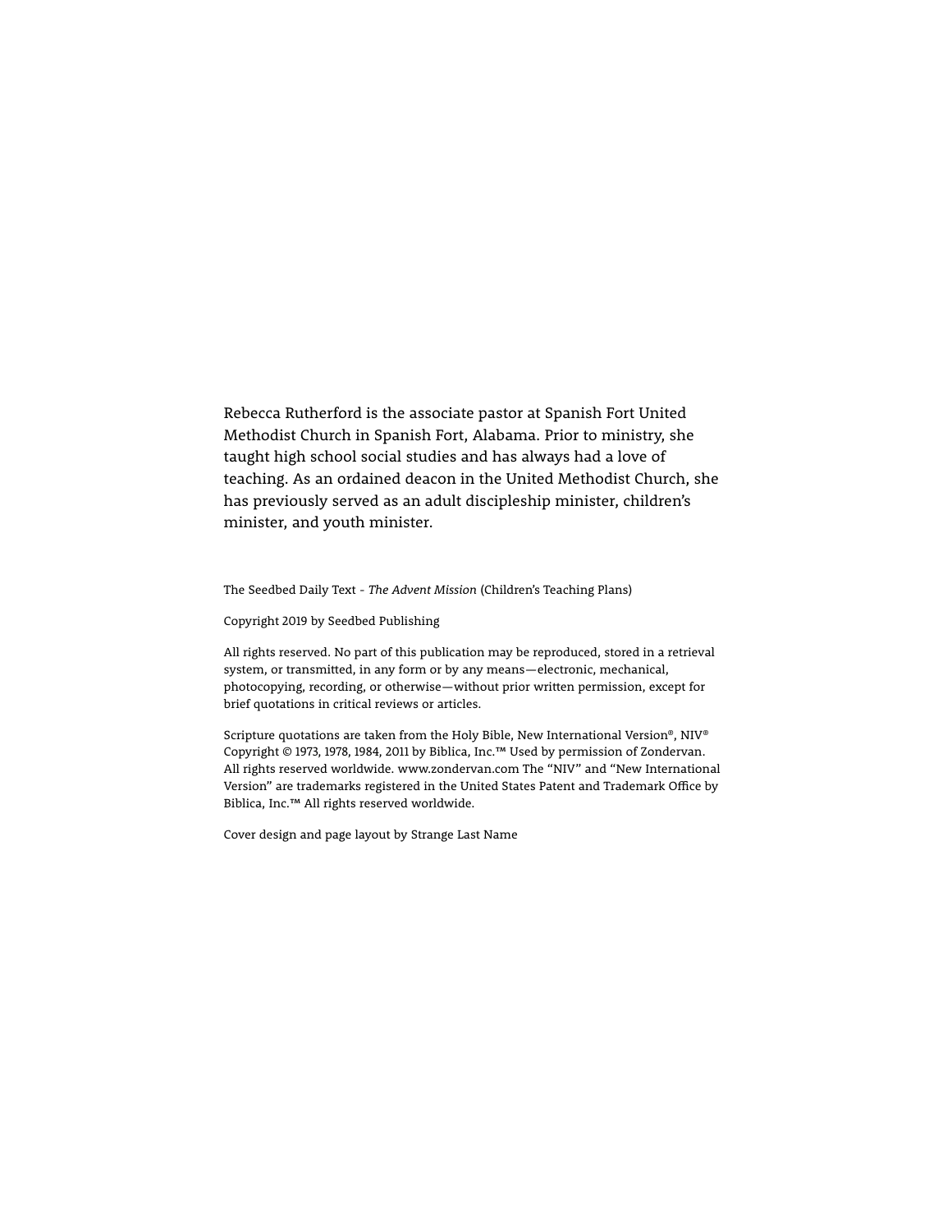Rebecca Rutherford is the associate pastor at Spanish Fort United Methodist Church in Spanish Fort, Alabama. Prior to ministry, she taught high school social studies and has always had a love of teaching. As an ordained deacon in the United Methodist Church, she has previously served as an adult discipleship minister, children's minister, and youth minister.

The Seedbed Daily Text - *The Advent Mission* (Children's Teaching Plans)

Copyright 2019 by Seedbed Publishing

All rights reserved. No part of this publication may be reproduced, stored in a retrieval system, or transmitted, in any form or by any means—electronic, mechanical, photocopying, recording, or otherwise—without prior written permission, except for brief quotations in critical reviews or articles.

Scripture quotations are taken from the Holy Bible, New International Version®, NIV® Copyright © 1973, 1978, 1984, 2011 by Biblica, Inc.™ Used by permission of Zondervan. All rights reserved worldwide. www.zondervan.com The "NIV" and "New International Version" are trademarks registered in the United States Patent and Trademark Office by Biblica, Inc.™ All rights reserved worldwide.

Cover design and page layout by Strange Last Name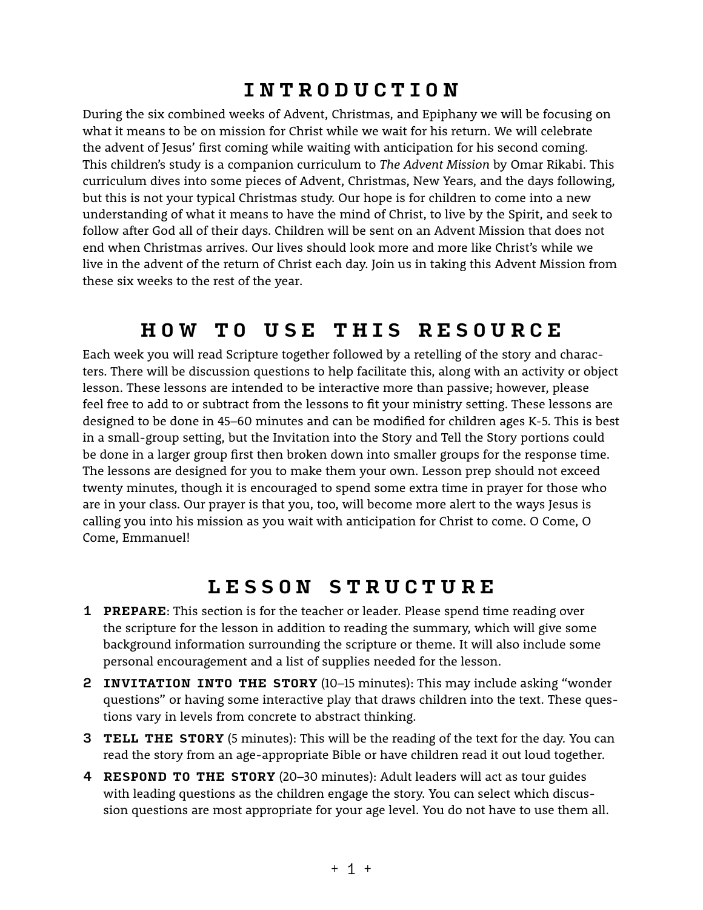# INTRODUCTION

During the six combined weeks of Advent, Christmas, and Epiphany we will be focusing on what it means to be on mission for Christ while we wait for his return. We will celebrate the advent of Jesus' first coming while waiting with anticipation for his second coming. This children's study is a companion curriculum to *The Advent Mission* by Omar Rikabi. This curriculum dives into some pieces of Advent, Christmas, New Years, and the days following, but this is not your typical Christmas study. Our hope is for children to come into a new understanding of what it means to have the mind of Christ, to live by the Spirit, and seek to follow after God all of their days. Children will be sent on an Advent Mission that does not end when Christmas arrives. Our lives should look more and more like Christ's while we live in the advent of the return of Christ each day. Join us in taking this Advent Mission from these six weeks to the rest of the year.

# HOW TO USE THIS RESOURCE

Each week you will read Scripture together followed by a retelling of the story and characters. There will be discussion questions to help facilitate this, along with an activity or object lesson. These lessons are intended to be interactive more than passive; however, please feel free to add to or subtract from the lessons to fit your ministry setting. These lessons are designed to be done in 45–60 minutes and can be modified for children ages K-5. This is best in a small-group setting, but the Invitation into the Story and Tell the Story portions could be done in a larger group first then broken down into smaller groups for the response time. The lessons are designed for you to make them your own. Lesson prep should not exceed twenty minutes, though it is encouraged to spend some extra time in prayer for those who are in your class. Our prayer is that you, too, will become more alert to the ways Jesus is calling you into his mission as you wait with anticipation for Christ to come. O Come, O Come, Emmanuel!

# LESSON STRUCTURE

1. **PREPARE**: This section is for the teacher or leader. Please spend time reading over the scripture for the lesson in addition to reading the summary, which will give some background information surrounding the scripture or theme. It will also include some personal encouragement and a list of supplies needed for the lesson.
2. **INVITATION INTO THE STORY** (10–15 minutes): This may include asking "wonder questions" or having some interactive play that draws children into the text. These questions vary in levels from concrete to abstract thinking.
3. **TELL THE STORY** (5 minutes): This will be the reading of the text for the day. You can read the story from an age-appropriate Bible or have children read it out loud together.
4. **RESPOND TO THE STORY** (20–30 minutes): Adult leaders will act as tour guides with leading questions as the children engage the story. You can select which discussion questions are most appropriate for your age level. You do not have to use them all.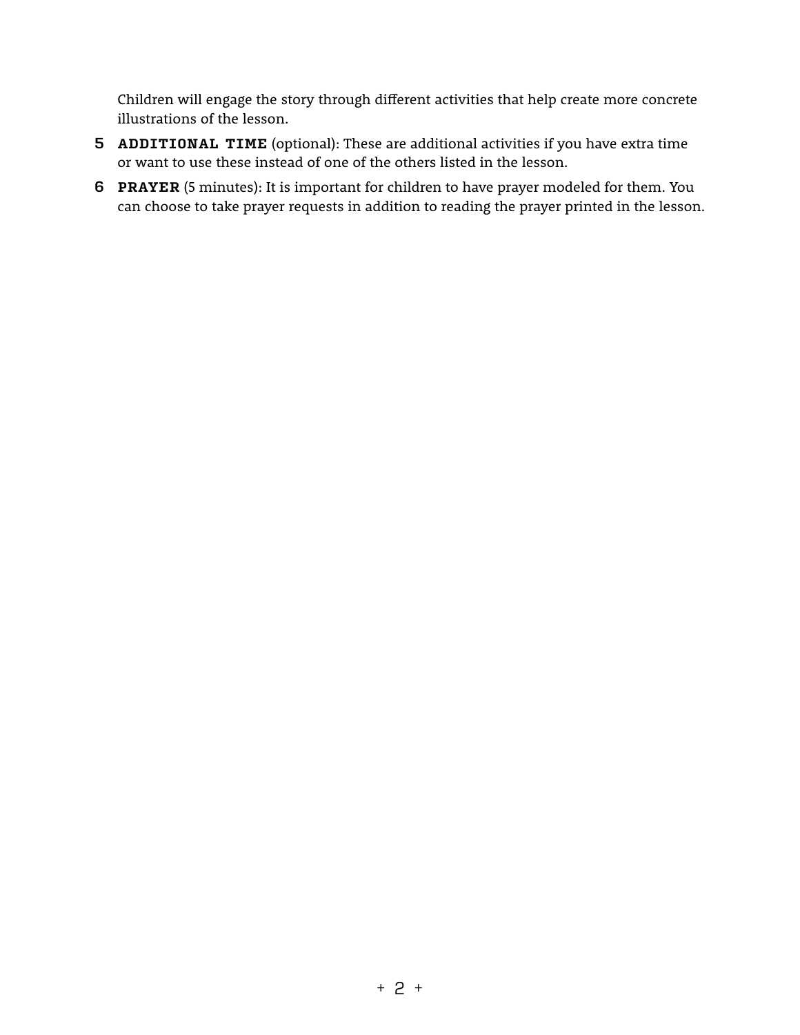Children will engage the story through different activities that help create more concrete illustrations of the lesson.

5. **ADDITIONAL TIME** (optional): These are additional activities if you have extra time or want to use these instead of one of the others listed in the lesson.
6. **PRAYER** (5 minutes): It is important for children to have prayer modeled for them. You can choose to take prayer requests in addition to reading the prayer printed in the lesson.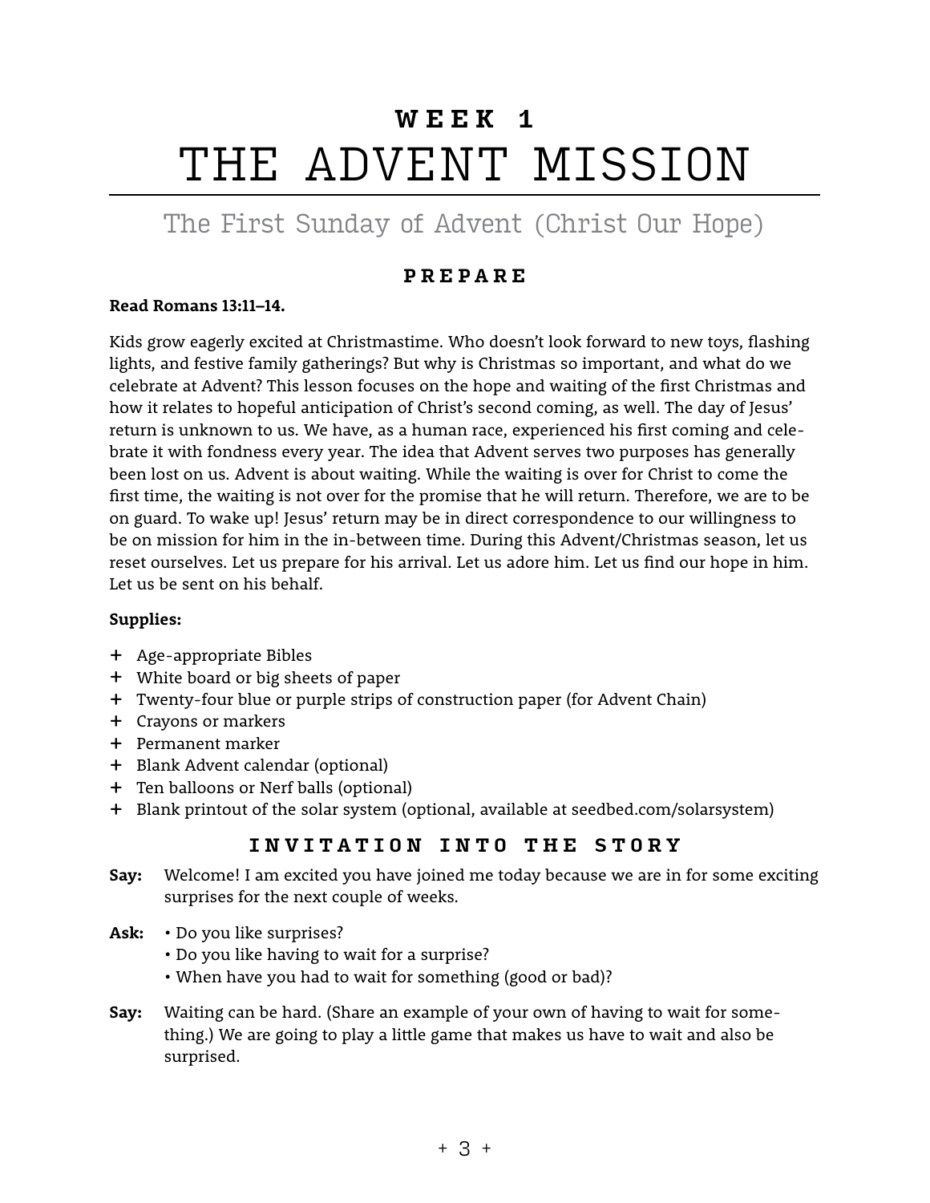# WEEK 1
# THE ADVENT MISSION

## The First Sunday of Advent (Christ Our Hope)

### PREPARE

**Read Romans 13:11–14.**

Kids grow eagerly excited at Christmastime. Who doesn't look forward to new toys, flashing lights, and festive family gatherings? But why is Christmas so important, and what do we celebrate at Advent? This lesson focuses on the hope and waiting of the first Christmas and how it relates to hopeful anticipation of Christ's second coming, as well. The day of Jesus' return is unknown to us. We have, as a human race, experienced his first coming and celebrate it with fondness every year. The idea that Advent serves two purposes has generally been lost on us. Advent is about waiting. While the waiting is over for Christ to come the first time, the waiting is not over for the promise that he will return. Therefore, we are to be on guard. To wake up! Jesus' return may be in direct correspondence to our willingness to be on mission for him in the in-between time. During this Advent/Christmas season, let us reset ourselves. Let us prepare for his arrival. Let us adore him. Let us find our hope in him. Let us be sent on his behalf.

**Supplies:**

+ Age-appropriate Bibles
+ White board or big sheets of paper
+ Twenty-four blue or purple strips of construction paper (for Advent Chain)
+ Crayons or markers
+ Permanent marker
+ Blank Advent calendar (optional)
+ Ten balloons or Nerf balls (optional)
+ Blank printout of the solar system (optional, available at seedbed.com/solarsystem)

### INVITATION INTO THE STORY

**Say:** Welcome! I am excited you have joined me today because we are in for some exciting surprises for the next couple of weeks.

**Ask:**
- Do you like surprises?
- Do you like having to wait for a surprise?
- When have you had to wait for something (good or bad)?

**Say:** Waiting can be hard. (Share an example of your own of having to wait for something.) We are going to play a little game that makes us have to wait and also be surprised.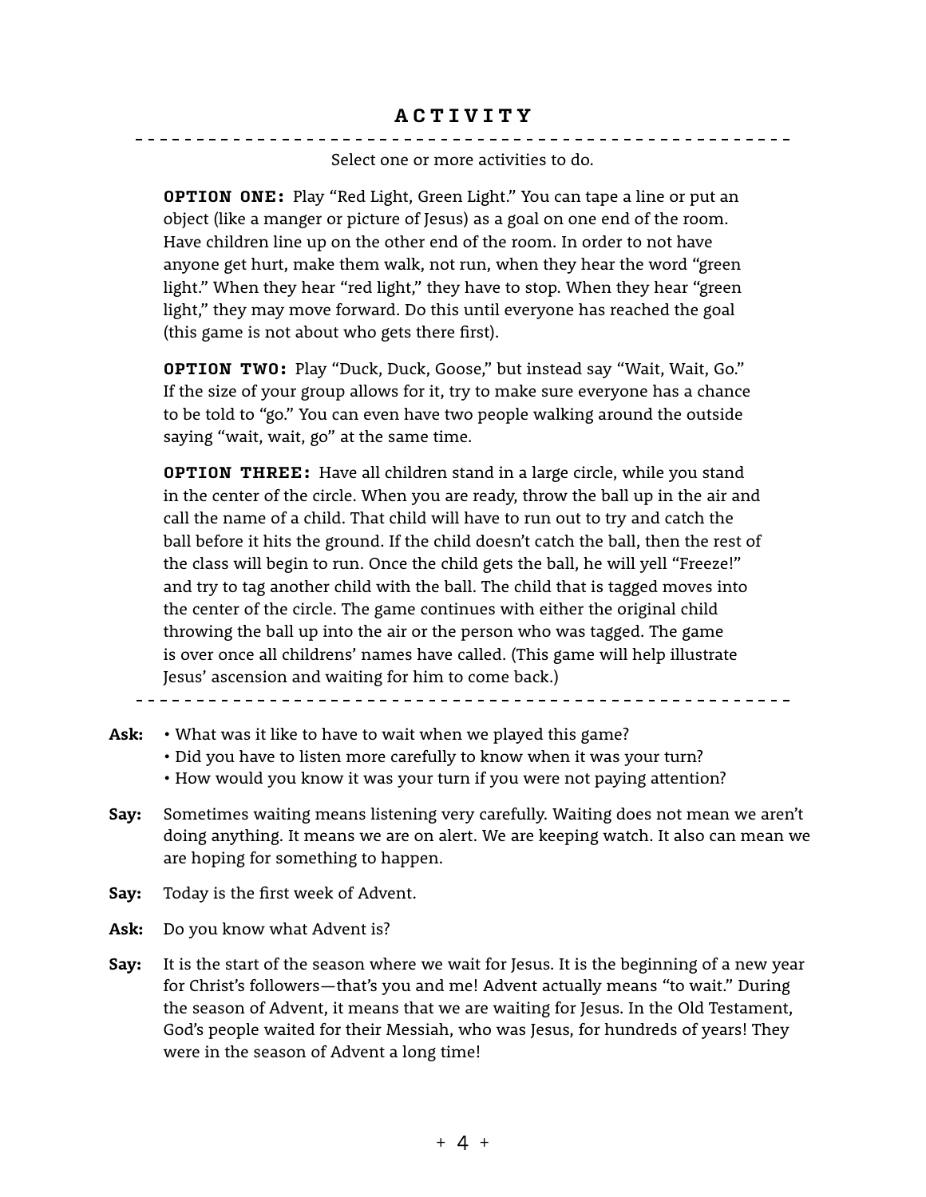## ACTIVITY

Select one or more activities to do.

**OPTION ONE:** Play "Red Light, Green Light." You can tape a line or put an object (like a manger or picture of Jesus) as a goal on one end of the room. Have children line up on the other end of the room. In order to not have anyone get hurt, make them walk, not run, when they hear the word "green light." When they hear "red light," they have to stop. When they hear "green light," they may move forward. Do this until everyone has reached the goal (this game is not about who gets there first).

**OPTION TWO:** Play "Duck, Duck, Goose," but instead say "Wait, Wait, Go." If the size of your group allows for it, try to make sure everyone has a chance to be told to "go." You can even have two people walking around the outside saying "wait, wait, go" at the same time.

**OPTION THREE:** Have all children stand in a large circle, while you stand in the center of the circle. When you are ready, throw the ball up in the air and call the name of a child. That child will have to run out to try and catch the ball before it hits the ground. If the child doesn't catch the ball, then the rest of the class will begin to run. Once the child gets the ball, he will yell "Freeze!" and try to tag another child with the ball. The child that is tagged moves into the center of the circle. The game continues with either the original child throwing the ball up into the air or the person who was tagged. The game is over once all childrens' names have called. (This game will help illustrate Jesus' ascension and waiting for him to come back.)

**Ask:**
- What was it like to have to wait when we played this game?
- Did you have to listen more carefully to know when it was your turn?
- How would you know it was your turn if you were not paying attention?

**Say:** Sometimes waiting means listening very carefully. Waiting does not mean we aren't doing anything. It means we are on alert. We are keeping watch. It also can mean we are hoping for something to happen.

**Say:** Today is the first week of Advent.

**Ask:** Do you know what Advent is?

**Say:** It is the start of the season where we wait for Jesus. It is the beginning of a new year for Christ's followers—that's you and me! Advent actually means "to wait." During the season of Advent, it means that we are waiting for Jesus. In the Old Testament, God's people waited for their Messiah, who was Jesus, for hundreds of years! They were in the season of Advent a long time!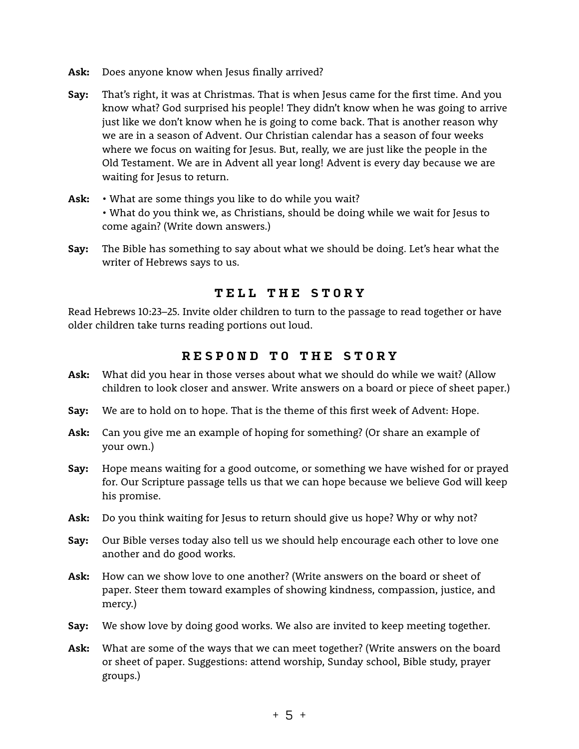**Ask:** Does anyone know when Jesus finally arrived?

**Say:** That's right, it was at Christmas. That is when Jesus came for the first time. And you know what? God surprised his people! They didn't know when he was going to arrive just like we don't know when he is going to come back. That is another reason why we are in a season of Advent. Our Christian calendar has a season of four weeks where we focus on waiting for Jesus. But, really, we are just like the people in the Old Testament. We are in Advent all year long! Advent is every day because we are waiting for Jesus to return.

**Ask:** • What are some things you like to do while you wait?
• What do you think we, as Christians, should be doing while we wait for Jesus to come again? (Write down answers.)

**Say:** The Bible has something to say about what we should be doing. Let's hear what the writer of Hebrews says to us.

## TELL THE STORY

Read Hebrews 10:23–25. Invite older children to turn to the passage to read together or have older children take turns reading portions out loud.

## RESPOND TO THE STORY

**Ask:** What did you hear in those verses about what we should do while we wait? (Allow children to look closer and answer. Write answers on a board or piece of sheet paper.)

**Say:** We are to hold on to hope. That is the theme of this first week of Advent: Hope.

**Ask:** Can you give me an example of hoping for something? (Or share an example of your own.)

**Say:** Hope means waiting for a good outcome, or something we have wished for or prayed for. Our Scripture passage tells us that we can hope because we believe God will keep his promise.

**Ask:** Do you think waiting for Jesus to return should give us hope? Why or why not?

**Say:** Our Bible verses today also tell us we should help encourage each other to love one another and do good works.

**Ask:** How can we show love to one another? (Write answers on the board or sheet of paper. Steer them toward examples of showing kindness, compassion, justice, and mercy.)

**Say:** We show love by doing good works. We also are invited to keep meeting together.

**Ask:** What are some of the ways that we can meet together? (Write answers on the board or sheet of paper. Suggestions: attend worship, Sunday school, Bible study, prayer groups.)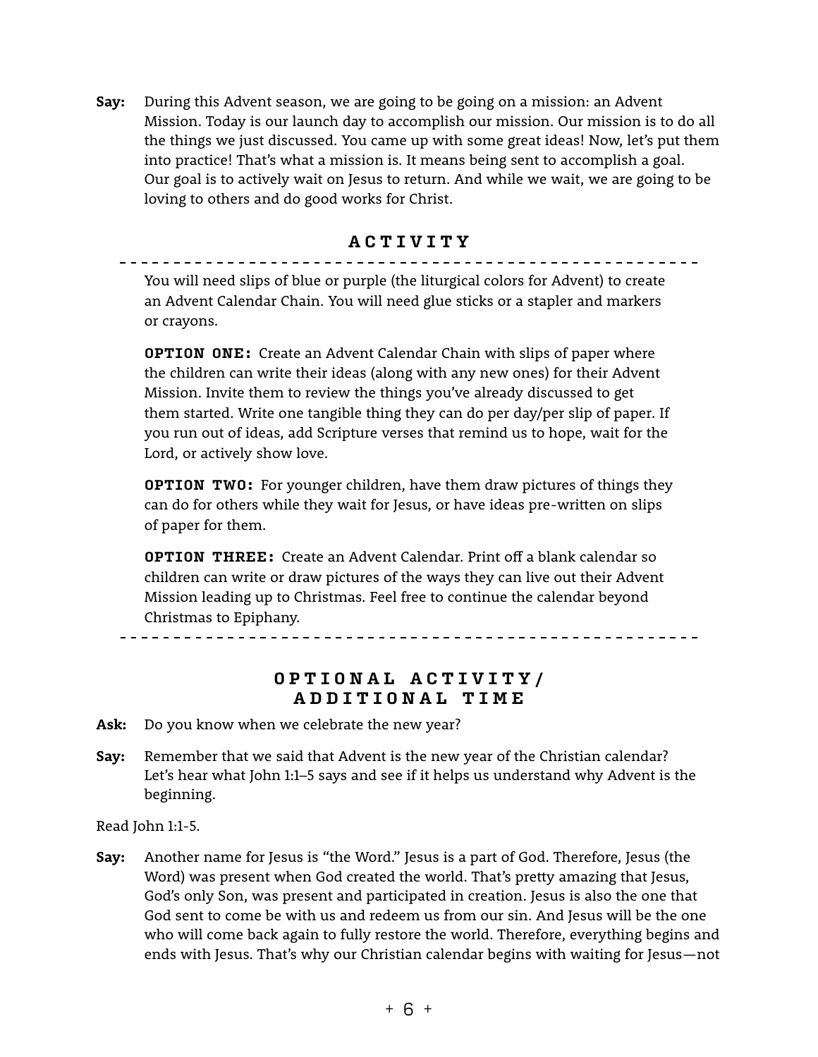**Say:** During this Advent season, we are going to be going on a mission: an Advent Mission. Today is our launch day to accomplish our mission. Our mission is to do all the things we just discussed. You came up with some great ideas! Now, let's put them into practice! That's what a mission is. It means being sent to accomplish a goal. Our goal is to actively wait on Jesus to return. And while we wait, we are going to be loving to others and do good works for Christ.

## ACTIVITY

You will need slips of blue or purple (the liturgical colors for Advent) to create an Advent Calendar Chain. You will need glue sticks or a stapler and markers or crayons.

**OPTION ONE:** Create an Advent Calendar Chain with slips of paper where the children can write their ideas (along with any new ones) for their Advent Mission. Invite them to review the things you've already discussed to get them started. Write one tangible thing they can do per day/per slip of paper. If you run out of ideas, add Scripture verses that remind us to hope, wait for the Lord, or actively show love.

**OPTION TWO:** For younger children, have them draw pictures of things they can do for others while they wait for Jesus, or have ideas pre-written on slips of paper for them.

**OPTION THREE:** Create an Advent Calendar. Print off a blank calendar so children can write or draw pictures of the ways they can live out their Advent Mission leading up to Christmas. Feel free to continue the calendar beyond Christmas to Epiphany.

## OPTIONAL ACTIVITY/ ADDITIONAL TIME

**Ask:** Do you know when we celebrate the new year?

**Say:** Remember that we said that Advent is the new year of the Christian calendar? Let's hear what John 1:1–5 says and see if it helps us understand why Advent is the beginning.

Read John 1:1-5.

**Say:** Another name for Jesus is "the Word." Jesus is a part of God. Therefore, Jesus (the Word) was present when God created the world. That's pretty amazing that Jesus, God's only Son, was present and participated in creation. Jesus is also the one that God sent to come be with us and redeem us from our sin. And Jesus will be the one who will come back again to fully restore the world. Therefore, everything begins and ends with Jesus. That's why our Christian calendar begins with waiting for Jesus—not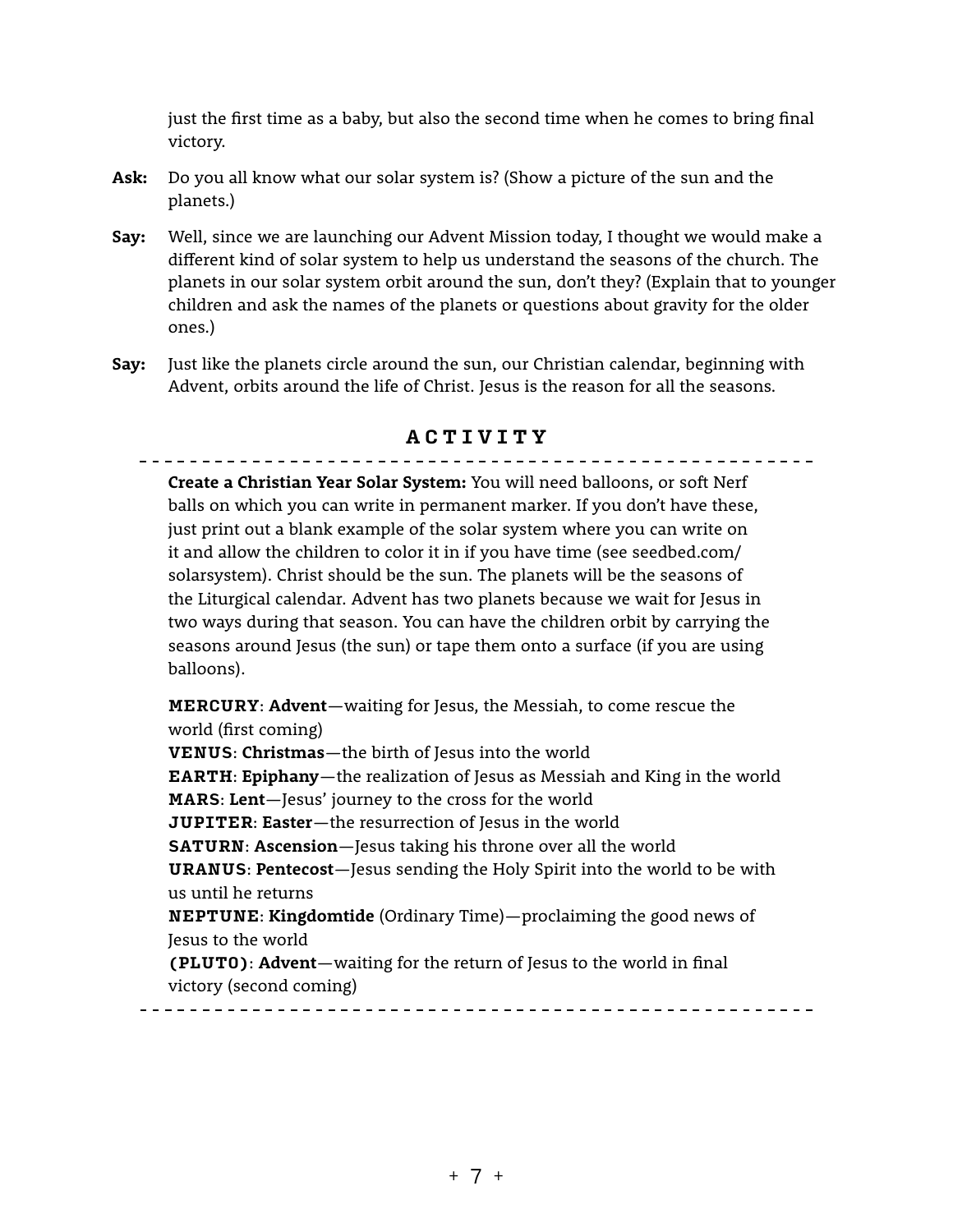just the first time as a baby, but also the second time when he comes to bring final victory.

**Ask:** Do you all know what our solar system is? (Show a picture of the sun and the planets.)

**Say:** Well, since we are launching our Advent Mission today, I thought we would make a different kind of solar system to help us understand the seasons of the church. The planets in our solar system orbit around the sun, don't they? (Explain that to younger children and ask the names of the planets or questions about gravity for the older ones.)

**Say:** Just like the planets circle around the sun, our Christian calendar, beginning with Advent, orbits around the life of Christ. Jesus is the reason for all the seasons.

## ACTIVITY

---

**Create a Christian Year Solar System:** You will need balloons, or soft Nerf balls on which you can write in permanent marker. If you don't have these, just print out a blank example of the solar system where you can write on it and allow the children to color it in if you have time (see seedbed.com/solarsystem). Christ should be the sun. The planets will be the seasons of the Liturgical calendar. Advent has two planets because we wait for Jesus in two ways during that season. You can have the children orbit by carrying the seasons around Jesus (the sun) or tape them onto a surface (if you are using balloons).

**MERCURY**: **Advent**—waiting for Jesus, the Messiah, to come rescue the world (first coming)  
**VENUS**: **Christmas**—the birth of Jesus into the world  
**EARTH**: **Epiphany**—the realization of Jesus as Messiah and King in the world  
**MARS**: **Lent**—Jesus' journey to the cross for the world  
**JUPITER**: **Easter**—the resurrection of Jesus in the world  
**SATURN**: **Ascension**—Jesus taking his throne over all the world  
**URANUS**: **Pentecost**—Jesus sending the Holy Spirit into the world to be with us until he returns  
**NEPTUNE**: **Kingdomtide** (Ordinary Time)—proclaiming the good news of Jesus to the world  
**(PLUTO)**: **Advent**—waiting for the return of Jesus to the world in final victory (second coming)

---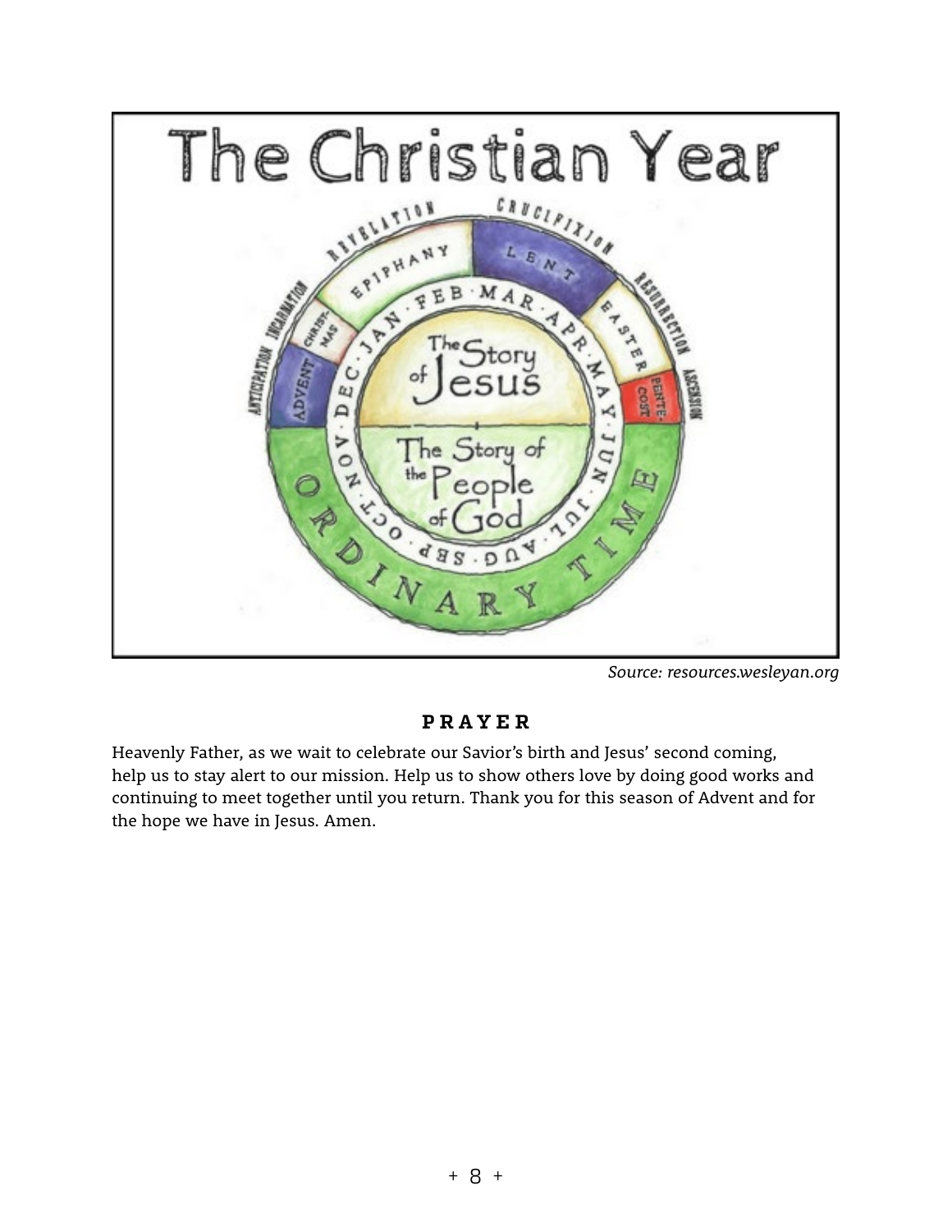The Christian Year

ANTICIPATION
INCARNATION
REVELATION
CRUCIFIXION
RESURRECTION
ASCENSION

ADVENT
CHRISTMAS
EPIPHANY
LENT
EASTER
PENTECOST
ORDINARY TIME

DEC · JAN · FEB · MAR · APR · MAY · JUN · JUL · AUG · SEP · OCT · NOV

The Story of Jesus

The Story of the People of God

*Source: resources.wesleyan.org*

## PRAYER

Heavenly Father, as we wait to celebrate our Savior's birth and Jesus' second coming, help us to stay alert to our mission. Help us to show others love by doing good works and continuing to meet together until you return. Thank you for this season of Advent and for the hope we have in Jesus. Amen.